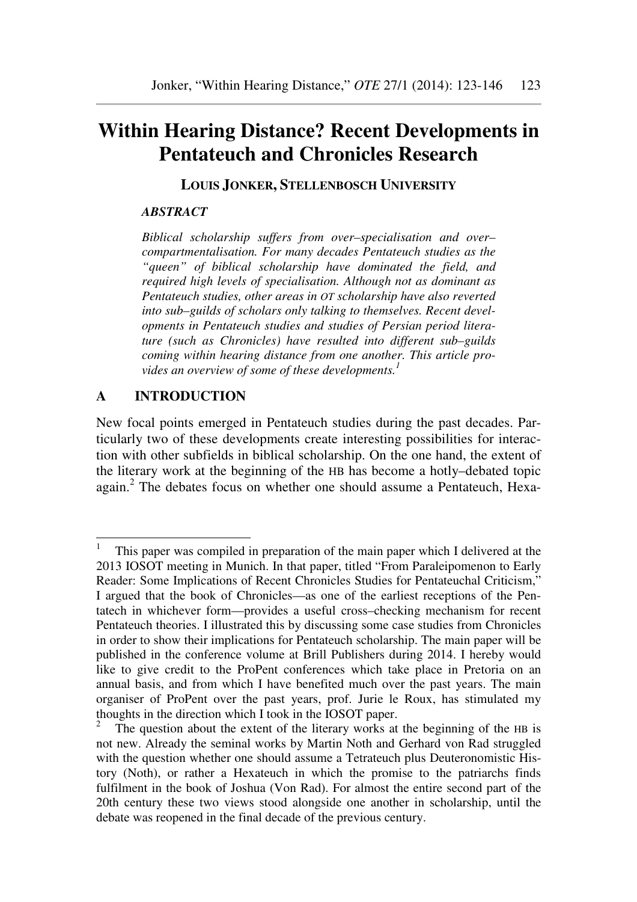# Within Hearing Distance? Recent Developments in Pentateuch and Chronicles Research

**LOUIS JONKER, STELLENBOSCH UNIVERSITY**

***ABSTRACT***

*Biblical scholarship suffers from over–specialisation and over–compartmentalisation. For many decades Pentateuch studies as the "queen" of biblical scholarship have dominated the field, and required high levels of specialisation. Although not as dominant as Pentateuch studies, other areas in OT scholarship have also reverted into sub–guilds of scholars only talking to themselves. Recent developments in Pentateuch studies and studies of Persian period literature (such as Chronicles) have resulted into different sub–guilds coming within hearing distance from one another. This article provides an overview of some of these developments.*[1]

## A INTRODUCTION

New focal points emerged in Pentateuch studies during the past decades. Particularly two of these developments create interesting possibilities for interaction with other subfields in biblical scholarship. On the one hand, the extent of the literary work at the beginning of the HB has become a hotly–debated topic again.[2] The debates focus on whether one should assume a Pentateuch, Hexa-

---

[1] This paper was compiled in preparation of the main paper which I delivered at the 2013 IOSOT meeting in Munich. In that paper, titled "From Paraleipomenon to Early Reader: Some Implications of Recent Chronicles Studies for Pentateuchal Criticism," I argued that the book of Chronicles—as one of the earliest receptions of the Pentatech in whichever form—provides a useful cross–checking mechanism for recent Pentateuch theories. I illustrated this by discussing some case studies from Chronicles in order to show their implications for Pentateuch scholarship. The main paper will be published in the conference volume at Brill Publishers during 2014. I hereby would like to give credit to the ProPent conferences which take place in Pretoria on an annual basis, and from which I have benefited much over the past years. The main organiser of ProPent over the past years, prof. Jurie le Roux, has stimulated my thoughts in the direction which I took in the IOSOT paper.

[2] The question about the extent of the literary works at the beginning of the HB is not new. Already the seminal works by Martin Noth and Gerhard von Rad struggled with the question whether one should assume a Tetrateuch plus Deuteronomistic History (Noth), or rather a Hexateuch in which the promise to the patriarchs finds fulfilment in the book of Joshua (Von Rad). For almost the entire second part of the 20th century these two views stood alongside one another in scholarship, until the debate was reopened in the final decade of the previous century.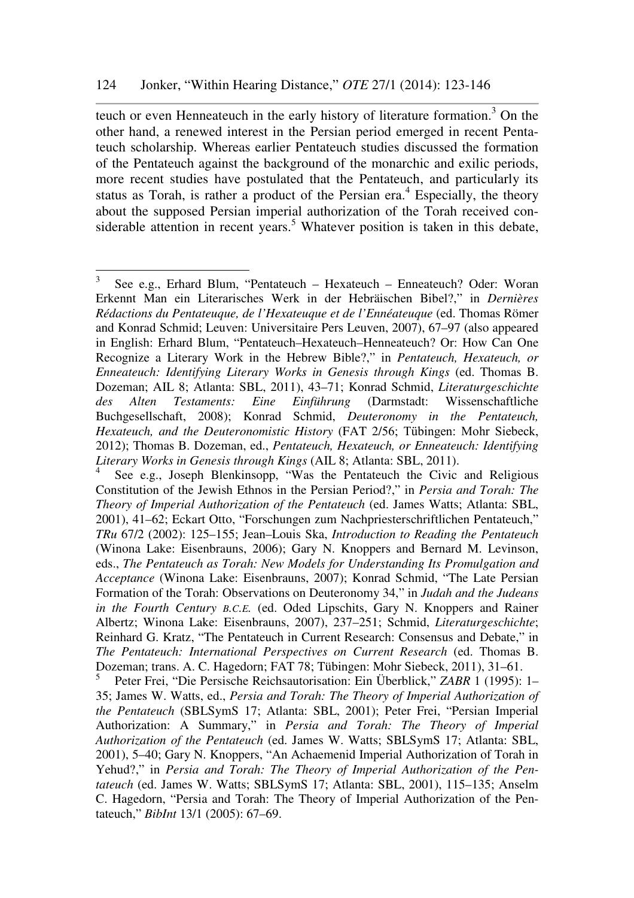teuch or even Henneateuch in the early history of literature formation.[3] On the other hand, a renewed interest in the Persian period emerged in recent Pentateuch scholarship. Whereas earlier Pentateuch studies discussed the formation of the Pentateuch against the background of the monarchic and exilic periods, more recent studies have postulated that the Pentateuch, and particularly its status as Torah, is rather a product of the Persian era.[4] Especially, the theory about the supposed Persian imperial authorization of the Torah received considerable attention in recent years.[5] Whatever position is taken in this debate,

---

[3] See e.g., Erhard Blum, "Pentateuch – Hexateuch – Enneateuch? Oder: Woran Erkennt Man ein Literarisches Werk in der Hebräischen Bibel?," in *Dernières Rédactions du Pentateuque, de l'Hexateuque et de l'Ennéateuque* (ed. Thomas Römer and Konrad Schmid; Leuven: Universitaire Pers Leuven, 2007), 67–97 (also appeared in English: Erhard Blum, "Pentateuch–Hexateuch–Henneateuch? Or: How Can One Recognize a Literary Work in the Hebrew Bible?," in *Pentateuch, Hexateuch, or Enneateuch: Identifying Literary Works in Genesis through Kings* (ed. Thomas B. Dozeman; AIL 8; Atlanta: SBL, 2011), 43–71; Konrad Schmid, *Literaturgeschichte des Alten Testaments: Eine Einführung* (Darmstadt: Wissenschaftliche Buchgesellschaft, 2008); Konrad Schmid, *Deuteronomy in the Pentateuch, Hexateuch, and the Deuteronomistic History* (FAT 2/56; Tübingen: Mohr Siebeck, 2012); Thomas B. Dozeman, ed., *Pentateuch, Hexateuch, or Enneateuch: Identifying Literary Works in Genesis through Kings* (AIL 8; Atlanta: SBL, 2011).

[4] See e.g., Joseph Blenkinsopp, "Was the Pentateuch the Civic and Religious Constitution of the Jewish Ethnos in the Persian Period?," in *Persia and Torah: The Theory of Imperial Authorization of the Pentateuch* (ed. James Watts; Atlanta: SBL, 2001), 41–62; Eckart Otto, "Forschungen zum Nachpriesterschriftlichen Pentateuch," *TRu* 67/2 (2002): 125–155; Jean–Louis Ska, *Introduction to Reading the Pentateuch* (Winona Lake: Eisenbrauns, 2006); Gary N. Knoppers and Bernard M. Levinson, eds., *The Pentateuch as Torah: New Models for Understanding Its Promulgation and Acceptance* (Winona Lake: Eisenbrauns, 2007); Konrad Schmid, "The Late Persian Formation of the Torah: Observations on Deuteronomy 34," in *Judah and the Judeans in the Fourth Century B.C.E.* (ed. Oded Lipschits, Gary N. Knoppers and Rainer Albertz; Winona Lake: Eisenbrauns, 2007), 237–251; Schmid, *Literaturgeschichte*; Reinhard G. Kratz, "The Pentateuch in Current Research: Consensus and Debate," in *The Pentateuch: International Perspectives on Current Research* (ed. Thomas B. Dozeman; trans. A. C. Hagedorn; FAT 78; Tübingen: Mohr Siebeck, 2011), 31–61.

[5] Peter Frei, "Die Persische Reichsautorisation: Ein Überblick," *ZABR* 1 (1995): 1–35; James W. Watts, ed., *Persia and Torah: The Theory of Imperial Authorization of the Pentateuch* (SBLSymS 17; Atlanta: SBL, 2001); Peter Frei, "Persian Imperial Authorization: A Summary," in *Persia and Torah: The Theory of Imperial Authorization of the Pentateuch* (ed. James W. Watts; SBLSymS 17; Atlanta: SBL, 2001), 5–40; Gary N. Knoppers, "An Achaemenid Imperial Authorization of Torah in Yehud?," in *Persia and Torah: The Theory of Imperial Authorization of the Pentateuch* (ed. James W. Watts; SBLSymS 17; Atlanta: SBL, 2001), 115–135; Anselm C. Hagedorn, "Persia and Torah: The Theory of Imperial Authorization of the Pentateuch," *BibInt* 13/1 (2005): 67–69.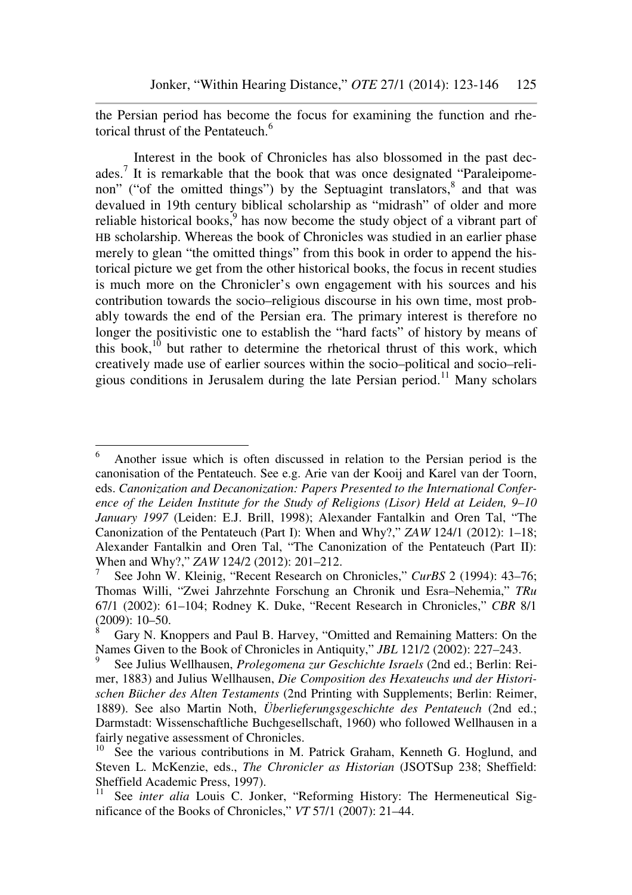the Persian period has become the focus for examining the function and rhetorical thrust of the Pentateuch.[6]

Interest in the book of Chronicles has also blossomed in the past decades.[7] It is remarkable that the book that was once designated "Paraleipomenon" ("of the omitted things") by the Septuagint translators,[8] and that was devalued in 19th century biblical scholarship as "midrash" of older and more reliable historical books,[9] has now become the study object of a vibrant part of HB scholarship. Whereas the book of Chronicles was studied in an earlier phase merely to glean "the omitted things" from this book in order to append the historical picture we get from the other historical books, the focus in recent studies is much more on the Chronicler's own engagement with his sources and his contribution towards the socio–religious discourse in his own time, most probably towards the end of the Persian era. The primary interest is therefore no longer the positivistic one to establish the "hard facts" of history by means of this book,[10] but rather to determine the rhetorical thrust of this work, which creatively made use of earlier sources within the socio–political and socio–religious conditions in Jerusalem during the late Persian period.[11] Many scholars

---

[6] Another issue which is often discussed in relation to the Persian period is the canonisation of the Pentateuch. See e.g. Arie van der Kooij and Karel van der Toorn, eds. *Canonization and Decanonization: Papers Presented to the International Conference of the Leiden Institute for the Study of Religions (Lisor) Held at Leiden, 9–10 January 1997* (Leiden: E.J. Brill, 1998); Alexander Fantalkin and Oren Tal, "The Canonization of the Pentateuch (Part I): When and Why?," *ZAW* 124/1 (2012): 1–18; Alexander Fantalkin and Oren Tal, "The Canonization of the Pentateuch (Part II): When and Why?," *ZAW* 124/2 (2012): 201–212.

[7] See John W. Kleinig, "Recent Research on Chronicles," *CurBS* 2 (1994): 43–76; Thomas Willi, "Zwei Jahrzehnte Forschung an Chronik und Esra–Nehemia," *TRu* 67/1 (2002): 61–104; Rodney K. Duke, "Recent Research in Chronicles," *CBR* 8/1 (2009): 10–50.

[8] Gary N. Knoppers and Paul B. Harvey, "Omitted and Remaining Matters: On the Names Given to the Book of Chronicles in Antiquity," *JBL* 121/2 (2002): 227–243.

[9] See Julius Wellhausen, *Prolegomena zur Geschichte Israels* (2nd ed.; Berlin: Reimer, 1883) and Julius Wellhausen, *Die Composition des Hexateuchs und der Historischen Bücher des Alten Testaments* (2nd Printing with Supplements; Berlin: Reimer, 1889). See also Martin Noth, *Überlieferungsgeschichte des Pentateuch* (2nd ed.; Darmstadt: Wissenschaftliche Buchgesellschaft, 1960) who followed Wellhausen in a fairly negative assessment of Chronicles.

[10] See the various contributions in M. Patrick Graham, Kenneth G. Hoglund, and Steven L. McKenzie, eds., *The Chronicler as Historian* (JSOTSup 238; Sheffield: Sheffield Academic Press, 1997).

[11] See *inter alia* Louis C. Jonker, "Reforming History: The Hermeneutical Significance of the Books of Chronicles," *VT* 57/1 (2007): 21–44.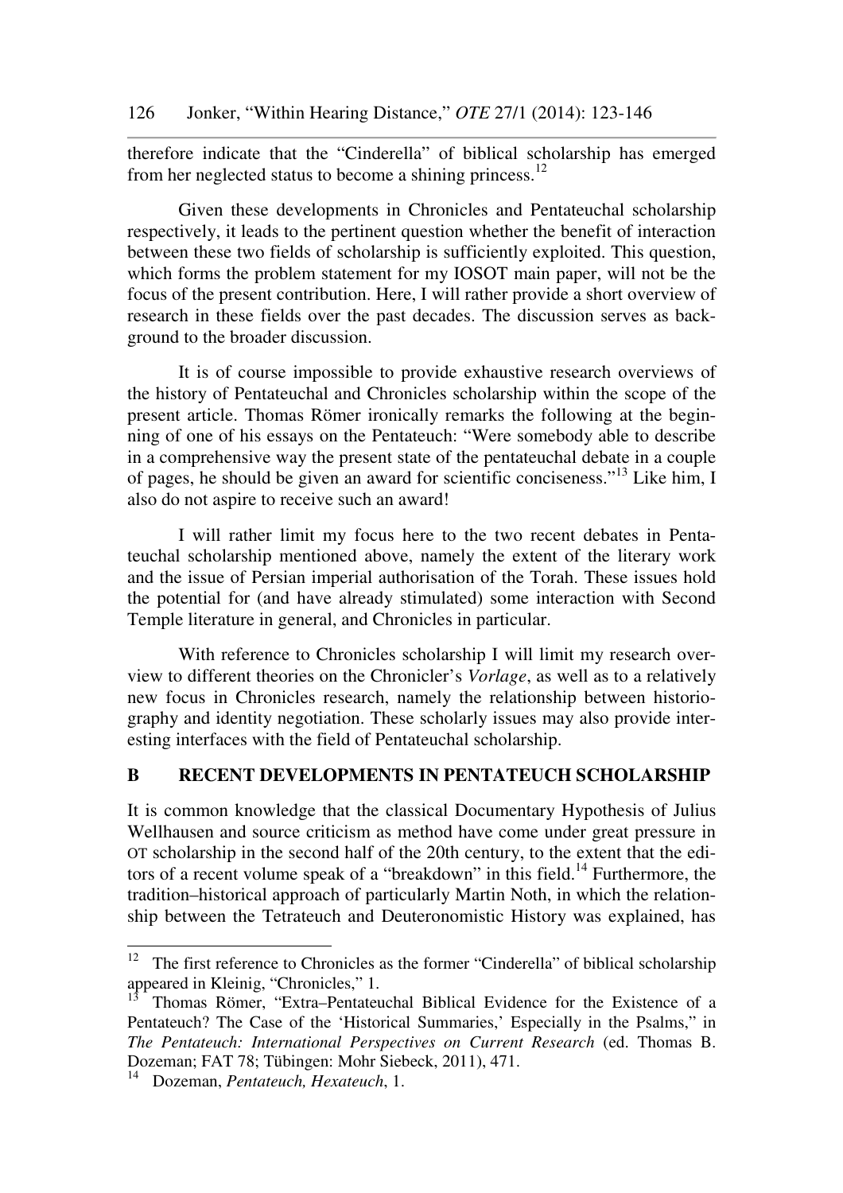therefore indicate that the "Cinderella" of biblical scholarship has emerged from her neglected status to become a shining princess.[12]

Given these developments in Chronicles and Pentateuchal scholarship respectively, it leads to the pertinent question whether the benefit of interaction between these two fields of scholarship is sufficiently exploited. This question, which forms the problem statement for my IOSOT main paper, will not be the focus of the present contribution. Here, I will rather provide a short overview of research in these fields over the past decades. The discussion serves as background to the broader discussion.

It is of course impossible to provide exhaustive research overviews of the history of Pentateuchal and Chronicles scholarship within the scope of the present article. Thomas Römer ironically remarks the following at the beginning of one of his essays on the Pentateuch: "Were somebody able to describe in a comprehensive way the present state of the pentateuchal debate in a couple of pages, he should be given an award for scientific conciseness."[13] Like him, I also do not aspire to receive such an award!

I will rather limit my focus here to the two recent debates in Pentateuchal scholarship mentioned above, namely the extent of the literary work and the issue of Persian imperial authorisation of the Torah. These issues hold the potential for (and have already stimulated) some interaction with Second Temple literature in general, and Chronicles in particular.

With reference to Chronicles scholarship I will limit my research overview to different theories on the Chronicler's *Vorlage*, as well as to a relatively new focus in Chronicles research, namely the relationship between historiography and identity negotiation. These scholarly issues may also provide interesting interfaces with the field of Pentateuchal scholarship.

## B RECENT DEVELOPMENTS IN PENTATEUCH SCHOLARSHIP

It is common knowledge that the classical Documentary Hypothesis of Julius Wellhausen and source criticism as method have come under great pressure in OT scholarship in the second half of the 20th century, to the extent that the editors of a recent volume speak of a "breakdown" in this field.[14] Furthermore, the tradition–historical approach of particularly Martin Noth, in which the relationship between the Tetrateuch and Deuteronomistic History was explained, has

---

[12] The first reference to Chronicles as the former "Cinderella" of biblical scholarship appeared in Kleinig, "Chronicles," 1.

[13] Thomas Römer, "Extra–Pentateuchal Biblical Evidence for the Existence of a Pentateuch? The Case of the 'Historical Summaries,' Especially in the Psalms," in *The Pentateuch: International Perspectives on Current Research* (ed. Thomas B. Dozeman; FAT 78; Tübingen: Mohr Siebeck, 2011), 471.

[14] Dozeman, *Pentateuch, Hexateuch*, 1.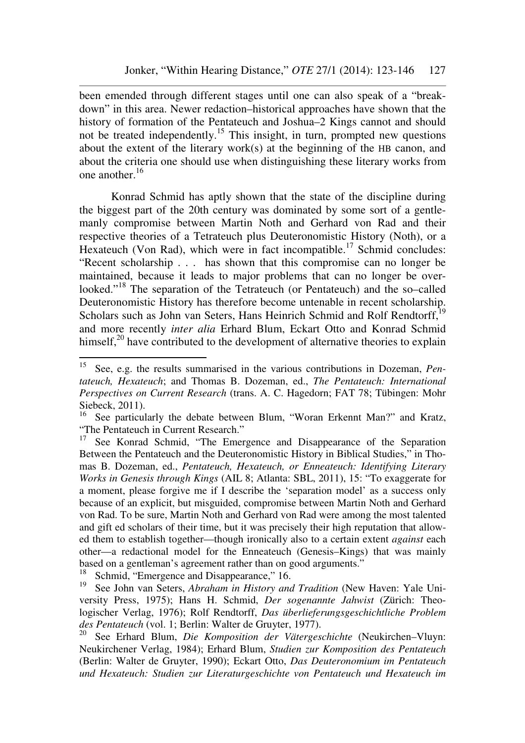been emended through different stages until one can also speak of a "breakdown" in this area. Newer redaction–historical approaches have shown that the history of formation of the Pentateuch and Joshua–2 Kings cannot and should not be treated independently.[15] This insight, in turn, prompted new questions about the extent of the literary work(s) at the beginning of the HB canon, and about the criteria one should use when distinguishing these literary works from one another.[16]

Konrad Schmid has aptly shown that the state of the discipline during the biggest part of the 20th century was dominated by some sort of a gentlemanly compromise between Martin Noth and Gerhard von Rad and their respective theories of a Tetrateuch plus Deuteronomistic History (Noth), or a Hexateuch (Von Rad), which were in fact incompatible.[17] Schmid concludes: "Recent scholarship . . . has shown that this compromise can no longer be maintained, because it leads to major problems that can no longer be overlooked."[18] The separation of the Tetrateuch (or Pentateuch) and the so–called Deuteronomistic History has therefore become untenable in recent scholarship. Scholars such as John van Seters, Hans Heinrich Schmid and Rolf Rendtorff,[19] and more recently *inter alia* Erhard Blum, Eckart Otto and Konrad Schmid himself,[20] have contributed to the development of alternative theories to explain

---

[15] See, e.g. the results summarised in the various contributions in Dozeman, *Pentateuch, Hexateuch*; and Thomas B. Dozeman, ed., *The Pentateuch: International Perspectives on Current Research* (trans. A. C. Hagedorn; FAT 78; Tübingen: Mohr Siebeck, 2011).

[16] See particularly the debate between Blum, "Woran Erkennt Man?" and Kratz, "The Pentateuch in Current Research."

[17] See Konrad Schmid, "The Emergence and Disappearance of the Separation Between the Pentateuch and the Deuteronomistic History in Biblical Studies," in Thomas B. Dozeman, ed., *Pentateuch, Hexateuch, or Enneateuch: Identifying Literary Works in Genesis through Kings* (AIL 8; Atlanta: SBL, 2011), 15: "To exaggerate for a moment, please forgive me if I describe the 'separation model' as a success only because of an explicit, but misguided, compromise between Martin Noth and Gerhard von Rad. To be sure, Martin Noth and Gerhard von Rad were among the most talented and gift ed scholars of their time, but it was precisely their high reputation that allowed them to establish together—though ironically also to a certain extent *against* each other—a redactional model for the Enneateuch (Genesis–Kings) that was mainly based on a gentleman's agreement rather than on good arguments."

[18] Schmid, "Emergence and Disappearance," 16.

[19] See John van Seters, *Abraham in History and Tradition* (New Haven: Yale University Press, 1975); Hans H. Schmid, *Der sogenannte Jahwist* (Zürich: Theologischer Verlag, 1976); Rolf Rendtorff, *Das überlieferungsgeschichtliche Problem des Pentateuch* (vol. 1; Berlin: Walter de Gruyter, 1977).

[20] See Erhard Blum, *Die Komposition der Vätergeschichte* (Neukirchen–Vluyn: Neukirchener Verlag, 1984); Erhard Blum, *Studien zur Komposition des Pentateuch* (Berlin: Walter de Gruyter, 1990); Eckart Otto, *Das Deuteronomium im Pentateuch und Hexateuch: Studien zur Literaturgeschichte von Pentateuch und Hexateuch im*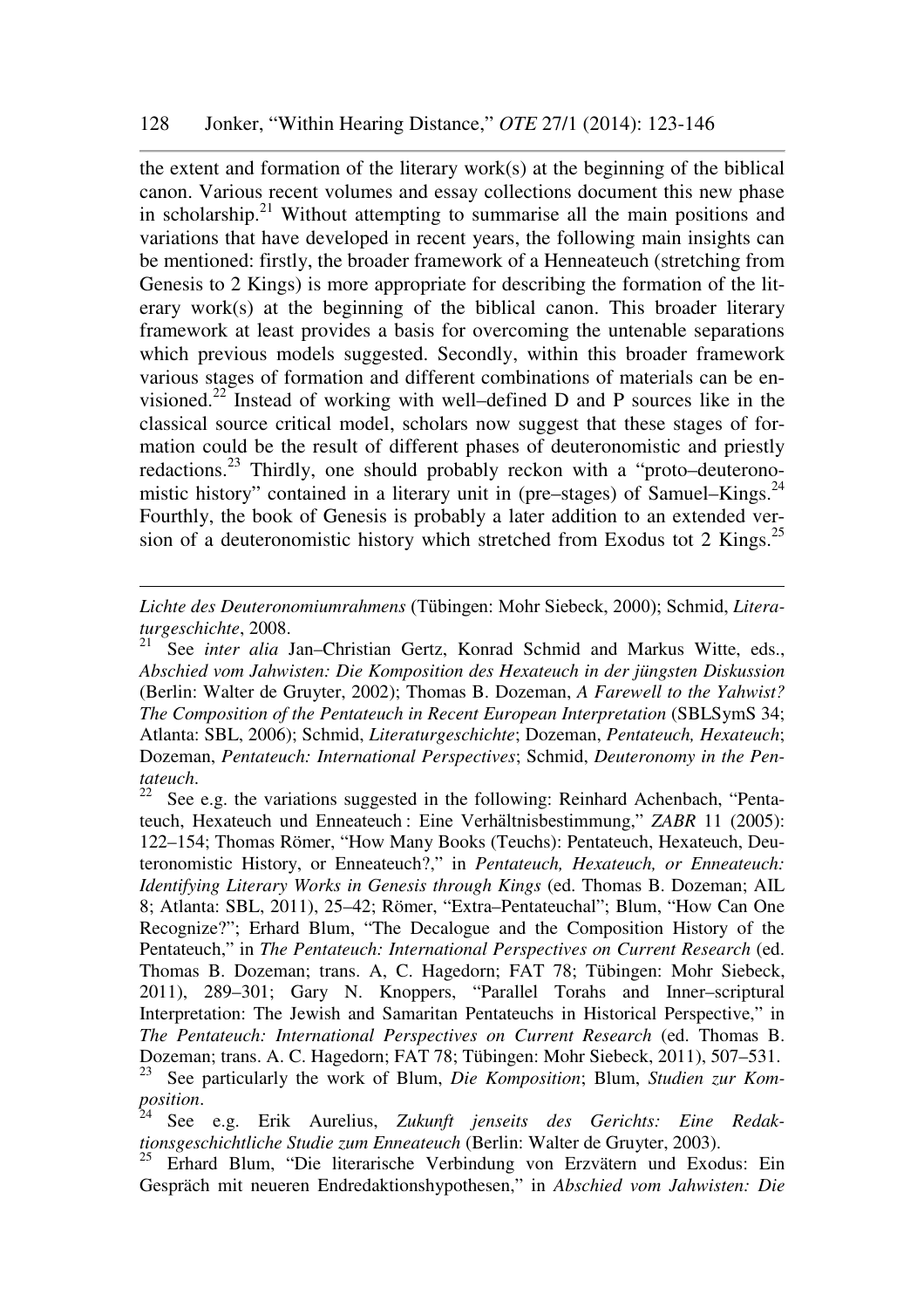the extent and formation of the literary work(s) at the beginning of the biblical canon. Various recent volumes and essay collections document this new phase in scholarship.[21] Without attempting to summarise all the main positions and variations that have developed in recent years, the following main insights can be mentioned: firstly, the broader framework of a Henneateuch (stretching from Genesis to 2 Kings) is more appropriate for describing the formation of the literary work(s) at the beginning of the biblical canon. This broader literary framework at least provides a basis for overcoming the untenable separations which previous models suggested. Secondly, within this broader framework various stages of formation and different combinations of materials can be envisioned.[22] Instead of working with well–defined D and P sources like in the classical source critical model, scholars now suggest that these stages of formation could be the result of different phases of deuteronomistic and priestly redactions.[23] Thirdly, one should probably reckon with a "proto–deuteronomistic history" contained in a literary unit in (pre–stages) of Samuel–Kings.[24] Fourthly, the book of Genesis is probably a later addition to an extended version of a deuteronomistic history which stretched from Exodus tot 2 Kings.[25]

---

*Lichte des Deuteronomiumrahmens* (Tübingen: Mohr Siebeck, 2000); Schmid, *Literaturgeschichte*, 2008.

[21] See *inter alia* Jan–Christian Gertz, Konrad Schmid and Markus Witte, eds., *Abschied vom Jahwisten: Die Komposition des Hexateuch in der jüngsten Diskussion* (Berlin: Walter de Gruyter, 2002); Thomas B. Dozeman, *A Farewell to the Yahwist? The Composition of the Pentateuch in Recent European Interpretation* (SBLSymS 34; Atlanta: SBL, 2006); Schmid, *Literaturgeschichte*; Dozeman, *Pentateuch, Hexateuch*; Dozeman, *Pentateuch: International Perspectives*; Schmid, *Deuteronomy in the Pentateuch*.

[22] See e.g. the variations suggested in the following: Reinhard Achenbach, "Pentateuch, Hexateuch und Enneateuch : Eine Verhältnisbestimmung," *ZABR* 11 (2005): 122–154; Thomas Römer, "How Many Books (Teuchs): Pentateuch, Hexateuch, Deuteronomistic History, or Enneateuch?," in *Pentateuch, Hexateuch, or Enneateuch: Identifying Literary Works in Genesis through Kings* (ed. Thomas B. Dozeman; AIL 8; Atlanta: SBL, 2011), 25–42; Römer, "Extra–Pentateuchal"; Blum, "How Can One Recognize?"; Erhard Blum, "The Decalogue and the Composition History of the Pentateuch," in *The Pentateuch: International Perspectives on Current Research* (ed. Thomas B. Dozeman; trans. A, C. Hagedorn; FAT 78; Tübingen: Mohr Siebeck, 2011), 289–301; Gary N. Knoppers, "Parallel Torahs and Inner–scriptural Interpretation: The Jewish and Samaritan Pentateuchs in Historical Perspective," in *The Pentateuch: International Perspectives on Current Research* (ed. Thomas B. Dozeman; trans. A. C. Hagedorn; FAT 78; Tübingen: Mohr Siebeck, 2011), 507–531.

[23] See particularly the work of Blum, *Die Komposition*; Blum, *Studien zur Komposition*.

[24] See e.g. Erik Aurelius, *Zukunft jenseits des Gerichts: Eine Redaktionsgeschichtliche Studie zum Enneateuch* (Berlin: Walter de Gruyter, 2003).

[25] Erhard Blum, "Die literarische Verbindung von Erzvätern und Exodus: Ein Gespräch mit neueren Endredaktionshypothesen," in *Abschied vom Jahwisten: Die*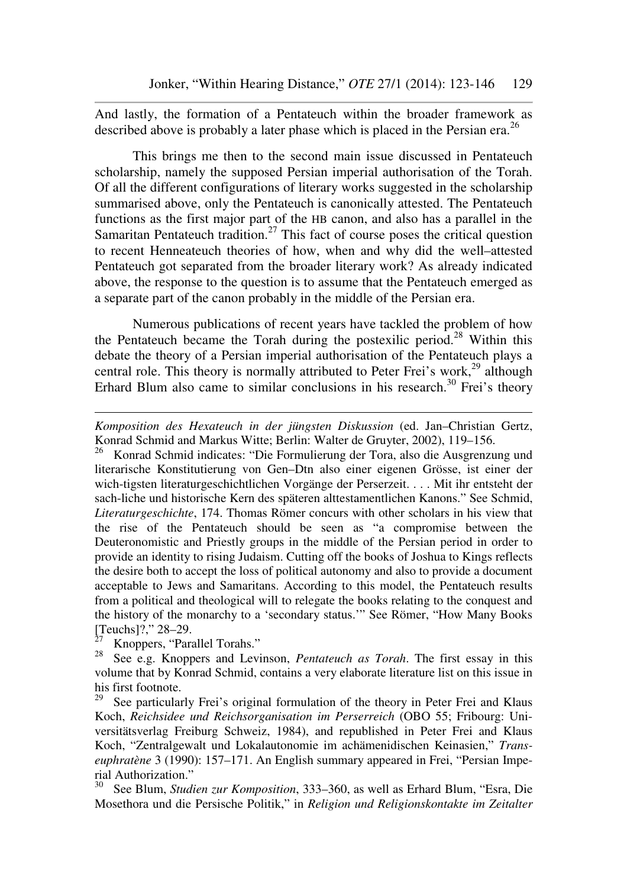And lastly, the formation of a Pentateuch within the broader framework as described above is probably a later phase which is placed in the Persian era.[26]

This brings me then to the second main issue discussed in Pentateuch scholarship, namely the supposed Persian imperial authorisation of the Torah. Of all the different configurations of literary works suggested in the scholarship summarised above, only the Pentateuch is canonically attested. The Pentateuch functions as the first major part of the HB canon, and also has a parallel in the Samaritan Pentateuch tradition.[27] This fact of course poses the critical question to recent Henneateuch theories of how, when and why did the well–attested Pentateuch got separated from the broader literary work? As already indicated above, the response to the question is to assume that the Pentateuch emerged as a separate part of the canon probably in the middle of the Persian era.

Numerous publications of recent years have tackled the problem of how the Pentateuch became the Torah during the postexilic period.[28] Within this debate the theory of a Persian imperial authorisation of the Pentateuch plays a central role. This theory is normally attributed to Peter Frei's work,[29] although Erhard Blum also came to similar conclusions in his research.[30] Frei's theory

---

*Komposition des Hexateuch in der jüngsten Diskussion* (ed. Jan–Christian Gertz, Konrad Schmid and Markus Witte; Berlin: Walter de Gruyter, 2002), 119–156.

[26] Konrad Schmid indicates: "Die Formulierung der Tora, also die Ausgrenzung und literarische Konstitutierung von Gen–Dtn also einer eigenen Grösse, ist einer der wich-tigsten literaturgeschichtlichen Vorgänge der Perserzeit. . . . Mit ihr entsteht der sach-liche und historische Kern des späteren alttestamentlichen Kanons." See Schmid, *Literaturgeschichte*, 174. Thomas Römer concurs with other scholars in his view that the rise of the Pentateuch should be seen as "a compromise between the Deuteronomistic and Priestly groups in the middle of the Persian period in order to provide an identity to rising Judaism. Cutting off the books of Joshua to Kings reflects the desire both to accept the loss of political autonomy and also to provide a document acceptable to Jews and Samaritans. According to this model, the Pentateuch results from a political and theological will to relegate the books relating to the conquest and the history of the monarchy to a 'secondary status.'" See Römer, "How Many Books [Teuchs]?," 28–29.

[27] Knoppers, "Parallel Torahs."

[28] See e.g. Knoppers and Levinson, *Pentateuch as Torah*. The first essay in this volume that by Konrad Schmid, contains a very elaborate literature list on this issue in his first footnote.

[29] See particularly Frei's original formulation of the theory in Peter Frei and Klaus Koch, *Reichsidee und Reichsorganisation im Perserreich* (OBO 55; Fribourg: Universitätsverlag Freiburg Schweiz, 1984), and republished in Peter Frei and Klaus Koch, "Zentralgewalt und Lokalautonomie im achämenidischen Keinasien," *Transeuphratène* 3 (1990): 157–171. An English summary appeared in Frei, "Persian Imperial Authorization."

[30] See Blum, *Studien zur Komposition*, 333–360, as well as Erhard Blum, "Esra, Die Mosethora und die Persische Politik," in *Religion und Religionskontakte im Zeitalter*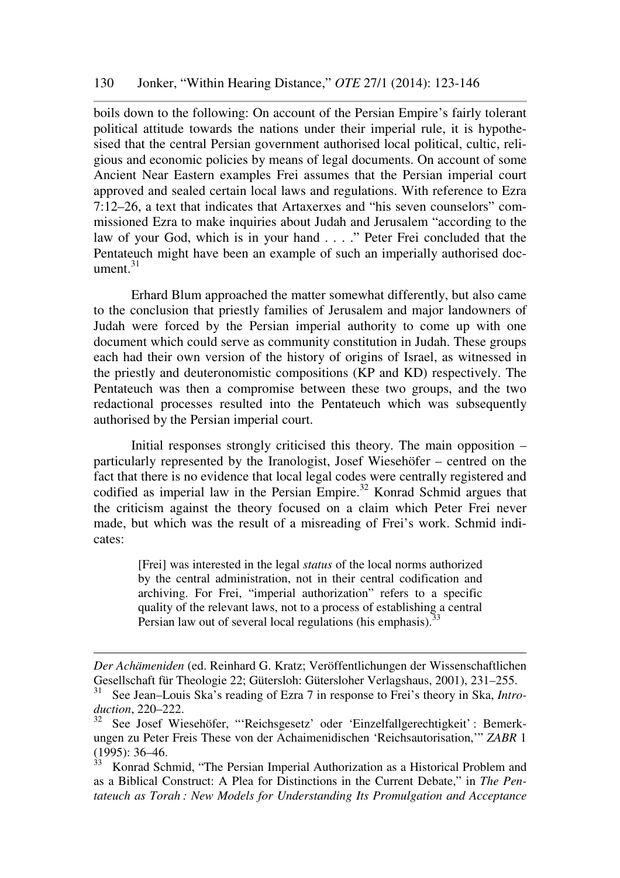boils down to the following: On account of the Persian Empire's fairly tolerant political attitude towards the nations under their imperial rule, it is hypothesised that the central Persian government authorised local political, cultic, religious and economic policies by means of legal documents. On account of some Ancient Near Eastern examples Frei assumes that the Persian imperial court approved and sealed certain local laws and regulations. With reference to Ezra 7:12–26, a text that indicates that Artaxerxes and "his seven counselors" commissioned Ezra to make inquiries about Judah and Jerusalem "according to the law of your God, which is in your hand . . . ." Peter Frei concluded that the Pentateuch might have been an example of such an imperially authorised document.[31]

Erhard Blum approached the matter somewhat differently, but also came to the conclusion that priestly families of Jerusalem and major landowners of Judah were forced by the Persian imperial authority to come up with one document which could serve as community constitution in Judah. These groups each had their own version of the history of origins of Israel, as witnessed in the priestly and deuteronomistic compositions (KP and KD) respectively. The Pentateuch was then a compromise between these two groups, and the two redactional processes resulted into the Pentateuch which was subsequently authorised by the Persian imperial court.

Initial responses strongly criticised this theory. The main opposition – particularly represented by the Iranologist, Josef Wiesehöfer – centred on the fact that there is no evidence that local legal codes were centrally registered and codified as imperial law in the Persian Empire.[32] Konrad Schmid argues that the criticism against the theory focused on a claim which Peter Frei never made, but which was the result of a misreading of Frei's work. Schmid indicates:

> [Frei] was interested in the legal *status* of the local norms authorized by the central administration, not in their central codification and archiving. For Frei, "imperial authorization" refers to a specific quality of the relevant laws, not to a process of establishing a central Persian law out of several local regulations (his emphasis).[33]

---

*Der Achämeniden* (ed. Reinhard G. Kratz; Veröffentlichungen der Wissenschaftlichen Gesellschaft für Theologie 22; Gütersloh: Gütersloher Verlagshaus, 2001), 231–255.

[31] See Jean–Louis Ska's reading of Ezra 7 in response to Frei's theory in Ska, *Introduction*, 220–222.

[32] See Josef Wiesehöfer, "'Reichsgesetz' oder 'Einzelfallgerechtigkeit' : Bemerkungen zu Peter Freis These von der Achaimenidischen 'Reichsautorisation,'" *ZABR* 1 (1995): 36–46.

[33] Konrad Schmid, "The Persian Imperial Authorization as a Historical Problem and as a Biblical Construct: A Plea for Distinctions in the Current Debate," in *The Pentateuch as Torah : New Models for Understanding Its Promulgation and Acceptance*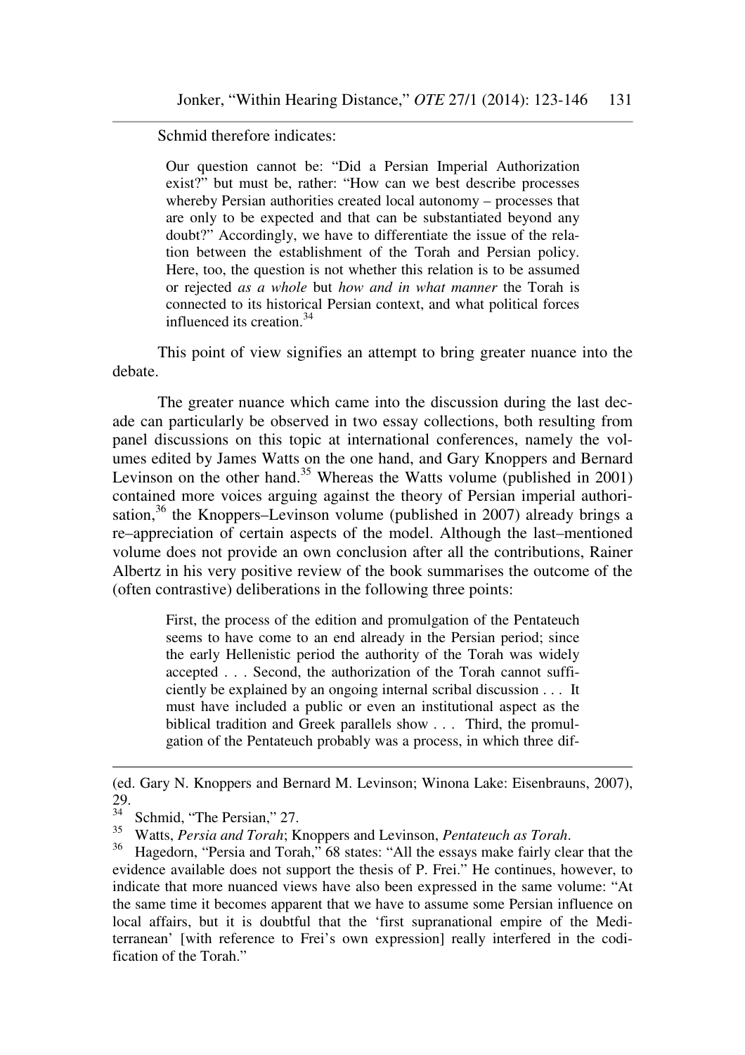Schmid therefore indicates:

> Our question cannot be: "Did a Persian Imperial Authorization exist?" but must be, rather: "How can we best describe processes whereby Persian authorities created local autonomy – processes that are only to be expected and that can be substantiated beyond any doubt?" Accordingly, we have to differentiate the issue of the relation between the establishment of the Torah and Persian policy. Here, too, the question is not whether this relation is to be assumed or rejected *as a whole* but *how and in what manner* the Torah is connected to its historical Persian context, and what political forces influenced its creation.[34]

This point of view signifies an attempt to bring greater nuance into the debate.

The greater nuance which came into the discussion during the last decade can particularly be observed in two essay collections, both resulting from panel discussions on this topic at international conferences, namely the volumes edited by James Watts on the one hand, and Gary Knoppers and Bernard Levinson on the other hand.[35] Whereas the Watts volume (published in 2001) contained more voices arguing against the theory of Persian imperial authorisation,[36] the Knoppers–Levinson volume (published in 2007) already brings a re–appreciation of certain aspects of the model. Although the last–mentioned volume does not provide an own conclusion after all the contributions, Rainer Albertz in his very positive review of the book summarises the outcome of the (often contrastive) deliberations in the following three points:

> First, the process of the edition and promulgation of the Pentateuch seems to have come to an end already in the Persian period; since the early Hellenistic period the authority of the Torah was widely accepted . . . Second, the authorization of the Torah cannot sufficiently be explained by an ongoing internal scribal discussion . . . It must have included a public or even an institutional aspect as the biblical tradition and Greek parallels show . . . Third, the promulgation of the Pentateuch probably was a process, in which three dif-

---

(ed. Gary N. Knoppers and Bernard M. Levinson; Winona Lake: Eisenbrauns, 2007), 29.

[34] Schmid, "The Persian," 27.

[35] Watts, *Persia and Torah*; Knoppers and Levinson, *Pentateuch as Torah*.

[36] Hagedorn, "Persia and Torah," 68 states: "All the essays make fairly clear that the evidence available does not support the thesis of P. Frei." He continues, however, to indicate that more nuanced views have also been expressed in the same volume: "At the same time it becomes apparent that we have to assume some Persian influence on local affairs, but it is doubtful that the 'first supranational empire of the Mediterranean' [with reference to Frei's own expression] really interfered in the codification of the Torah."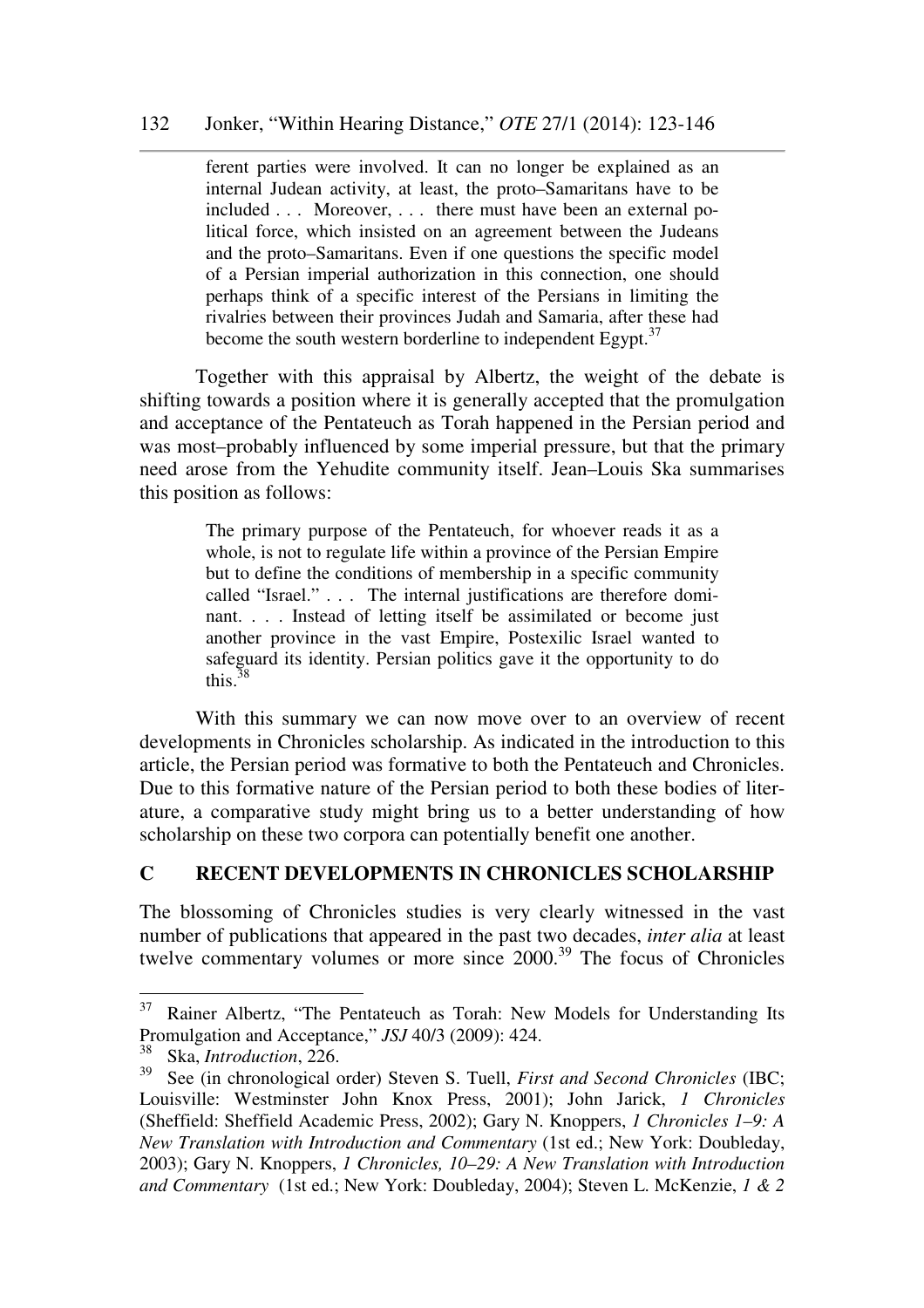> ferent parties were involved. It can no longer be explained as an internal Judean activity, at least, the proto–Samaritans have to be included . . . Moreover, . . . there must have been an external political force, which insisted on an agreement between the Judeans and the proto–Samaritans. Even if one questions the specific model of a Persian imperial authorization in this connection, one should perhaps think of a specific interest of the Persians in limiting the rivalries between their provinces Judah and Samaria, after these had become the south western borderline to independent Egypt.[37]

Together with this appraisal by Albertz, the weight of the debate is shifting towards a position where it is generally accepted that the promulgation and acceptance of the Pentateuch as Torah happened in the Persian period and was most–probably influenced by some imperial pressure, but that the primary need arose from the Yehudite community itself. Jean–Louis Ska summarises this position as follows:

> The primary purpose of the Pentateuch, for whoever reads it as a whole, is not to regulate life within a province of the Persian Empire but to define the conditions of membership in a specific community called "Israel." . . . The internal justifications are therefore dominant. . . . Instead of letting itself be assimilated or become just another province in the vast Empire, Postexilic Israel wanted to safeguard its identity. Persian politics gave it the opportunity to do this.[38]

With this summary we can now move over to an overview of recent developments in Chronicles scholarship. As indicated in the introduction to this article, the Persian period was formative to both the Pentateuch and Chronicles. Due to this formative nature of the Persian period to both these bodies of literature, a comparative study might bring us to a better understanding of how scholarship on these two corpora can potentially benefit one another.

## C RECENT DEVELOPMENTS IN CHRONICLES SCHOLARSHIP

The blossoming of Chronicles studies is very clearly witnessed in the vast number of publications that appeared in the past two decades, *inter alia* at least twelve commentary volumes or more since 2000.[39] The focus of Chronicles

---

[37] Rainer Albertz, "The Pentateuch as Torah: New Models for Understanding Its Promulgation and Acceptance," *JSJ* 40/3 (2009): 424.

[38] Ska, *Introduction*, 226.

[39] See (in chronological order) Steven S. Tuell, *First and Second Chronicles* (IBC; Louisville: Westminster John Knox Press, 2001); John Jarick, *1 Chronicles* (Sheffield: Sheffield Academic Press, 2002); Gary N. Knoppers, *1 Chronicles 1–9: A New Translation with Introduction and Commentary* (1st ed.; New York: Doubleday, 2003); Gary N. Knoppers, *1 Chronicles, 10–29: A New Translation with Introduction and Commentary* (1st ed.; New York: Doubleday, 2004); Steven L. McKenzie, *1 & 2*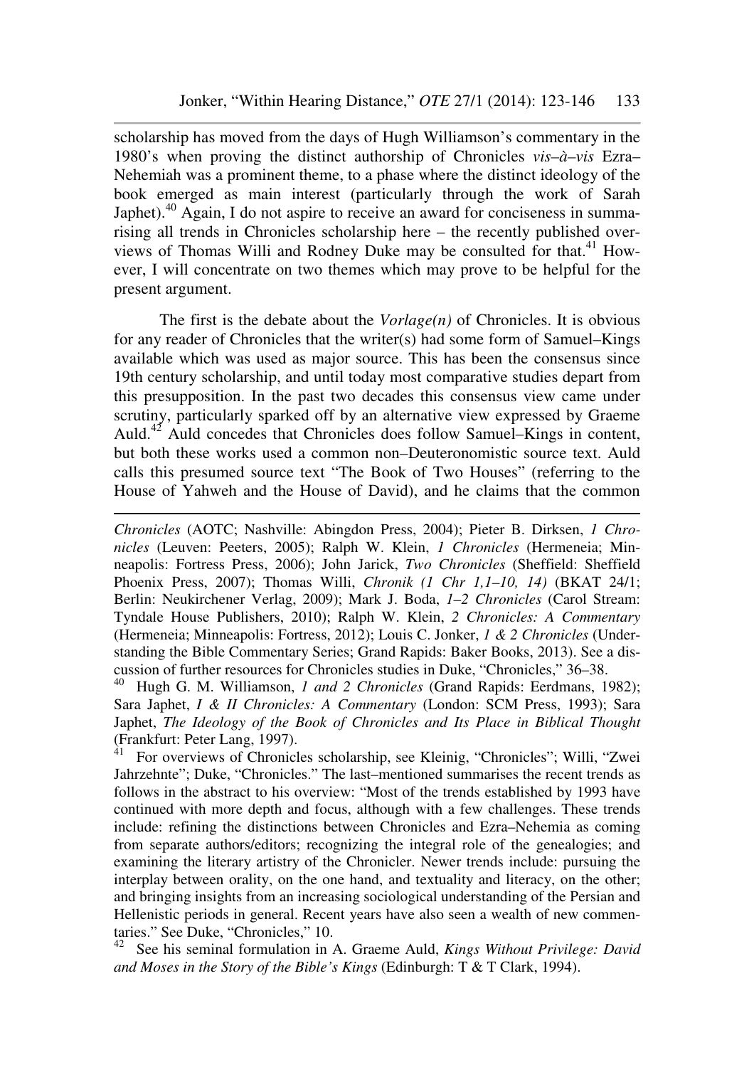scholarship has moved from the days of Hugh Williamson's commentary in the 1980's when proving the distinct authorship of Chronicles *vis–à–vis* Ezra–Nehemiah was a prominent theme, to a phase where the distinct ideology of the book emerged as main interest (particularly through the work of Sarah Japhet).[40] Again, I do not aspire to receive an award for conciseness in summarising all trends in Chronicles scholarship here – the recently published overviews of Thomas Willi and Rodney Duke may be consulted for that.[41] However, I will concentrate on two themes which may prove to be helpful for the present argument.

The first is the debate about the *Vorlage(n)* of Chronicles. It is obvious for any reader of Chronicles that the writer(s) had some form of Samuel–Kings available which was used as major source. This has been the consensus since 19th century scholarship, and until today most comparative studies depart from this presupposition. In the past two decades this consensus view came under scrutiny, particularly sparked off by an alternative view expressed by Graeme Auld.[42] Auld concedes that Chronicles does follow Samuel–Kings in content, but both these works used a common non–Deuteronomistic source text. Auld calls this presumed source text "The Book of Two Houses" (referring to the House of Yahweh and the House of David), and he claims that the common

---

*Chronicles* (AOTC; Nashville: Abingdon Press, 2004); Pieter B. Dirksen, *1 Chronicles* (Leuven: Peeters, 2005); Ralph W. Klein, *1 Chronicles* (Hermeneia; Minneapolis: Fortress Press, 2006); John Jarick, *Two Chronicles* (Sheffield: Sheffield Phoenix Press, 2007); Thomas Willi, *Chronik (1 Chr 1,1–10, 14)* (BKAT 24/1; Berlin: Neukirchener Verlag, 2009); Mark J. Boda, *1–2 Chronicles* (Carol Stream: Tyndale House Publishers, 2010); Ralph W. Klein, *2 Chronicles: A Commentary* (Hermeneia; Minneapolis: Fortress, 2012); Louis C. Jonker, *1 & 2 Chronicles* (Understanding the Bible Commentary Series; Grand Rapids: Baker Books, 2013). See a discussion of further resources for Chronicles studies in Duke, "Chronicles," 36–38.

[40] Hugh G. M. Williamson, *1 and 2 Chronicles* (Grand Rapids: Eerdmans, 1982); Sara Japhet, *I & II Chronicles: A Commentary* (London: SCM Press, 1993); Sara Japhet, *The Ideology of the Book of Chronicles and Its Place in Biblical Thought* (Frankfurt: Peter Lang, 1997).

[41] For overviews of Chronicles scholarship, see Kleinig, "Chronicles"; Willi, "Zwei Jahrzehnte"; Duke, "Chronicles." The last–mentioned summarises the recent trends as follows in the abstract to his overview: "Most of the trends established by 1993 have continued with more depth and focus, although with a few challenges. These trends include: refining the distinctions between Chronicles and Ezra–Nehemia as coming from separate authors/editors; recognizing the integral role of the genealogies; and examining the literary artistry of the Chronicler. Newer trends include: pursuing the interplay between orality, on the one hand, and textuality and literacy, on the other; and bringing insights from an increasing sociological understanding of the Persian and Hellenistic periods in general. Recent years have also seen a wealth of new commentaries." See Duke, "Chronicles," 10.

[42] See his seminal formulation in A. Graeme Auld, *Kings Without Privilege: David and Moses in the Story of the Bible's Kings* (Edinburgh: T & T Clark, 1994).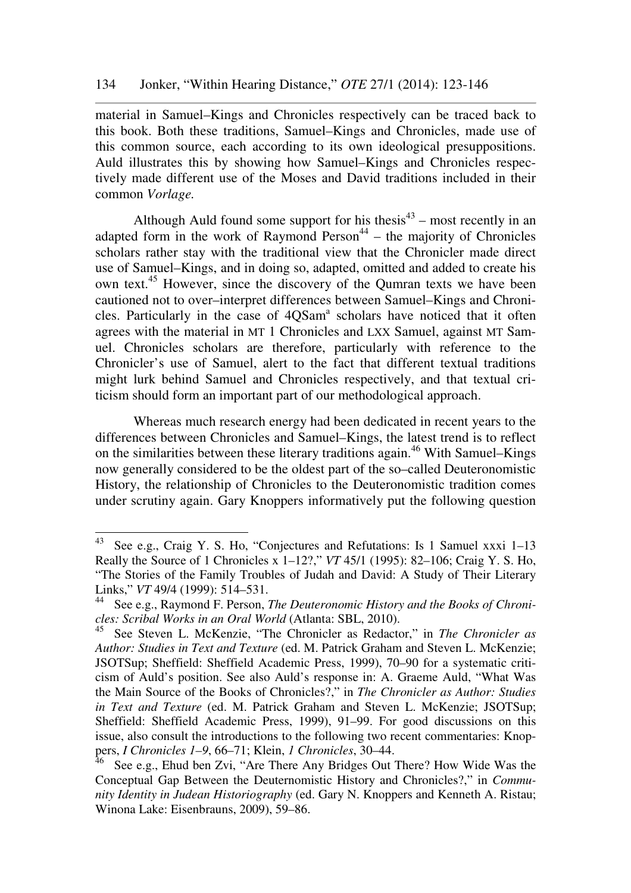material in Samuel–Kings and Chronicles respectively can be traced back to this book. Both these traditions, Samuel–Kings and Chronicles, made use of this common source, each according to its own ideological presuppositions. Auld illustrates this by showing how Samuel–Kings and Chronicles respectively made different use of the Moses and David traditions included in their common *Vorlage.*

Although Auld found some support for his thesis[43] – most recently in an adapted form in the work of Raymond Person[44] – the majority of Chronicles scholars rather stay with the traditional view that the Chronicler made direct use of Samuel–Kings, and in doing so, adapted, omitted and added to create his own text.[45] However, since the discovery of the Qumran texts we have been cautioned not to over–interpret differences between Samuel–Kings and Chronicles. Particularly in the case of 4QSam[a] scholars have noticed that it often agrees with the material in MT 1 Chronicles and LXX Samuel, against MT Samuel. Chronicles scholars are therefore, particularly with reference to the Chronicler's use of Samuel, alert to the fact that different textual traditions might lurk behind Samuel and Chronicles respectively, and that textual criticism should form an important part of our methodological approach.

Whereas much research energy had been dedicated in recent years to the differences between Chronicles and Samuel–Kings, the latest trend is to reflect on the similarities between these literary traditions again.[46] With Samuel–Kings now generally considered to be the oldest part of the so–called Deuteronomistic History, the relationship of Chronicles to the Deuteronomistic tradition comes under scrutiny again. Gary Knoppers informatively put the following question

---

[43] See e.g., Craig Y. S. Ho, "Conjectures and Refutations: Is 1 Samuel xxxi 1–13 Really the Source of 1 Chronicles x 1–12?," *VT* 45/1 (1995): 82–106; Craig Y. S. Ho, "The Stories of the Family Troubles of Judah and David: A Study of Their Literary Links," *VT* 49/4 (1999): 514–531.

[44] See e.g., Raymond F. Person, *The Deuteronomic History and the Books of Chronicles: Scribal Works in an Oral World* (Atlanta: SBL, 2010).

[45] See Steven L. McKenzie, "The Chronicler as Redactor," in *The Chronicler as Author: Studies in Text and Texture* (ed. M. Patrick Graham and Steven L. McKenzie; JSOTSup; Sheffield: Sheffield Academic Press, 1999), 70–90 for a systematic criticism of Auld's position. See also Auld's response in: A. Graeme Auld, "What Was the Main Source of the Books of Chronicles?," in *The Chronicler as Author: Studies in Text and Texture* (ed. M. Patrick Graham and Steven L. McKenzie; JSOTSup; Sheffield: Sheffield Academic Press, 1999), 91–99. For good discussions on this issue, also consult the introductions to the following two recent commentaries: Knoppers, *I Chronicles 1–9*, 66–71; Klein, *1 Chronicles*, 30–44.

[46] See e.g., Ehud ben Zvi, "Are There Any Bridges Out There? How Wide Was the Conceptual Gap Between the Deuternomistic History and Chronicles?," in *Community Identity in Judean Historiography* (ed. Gary N. Knoppers and Kenneth A. Ristau; Winona Lake: Eisenbrauns, 2009), 59–86.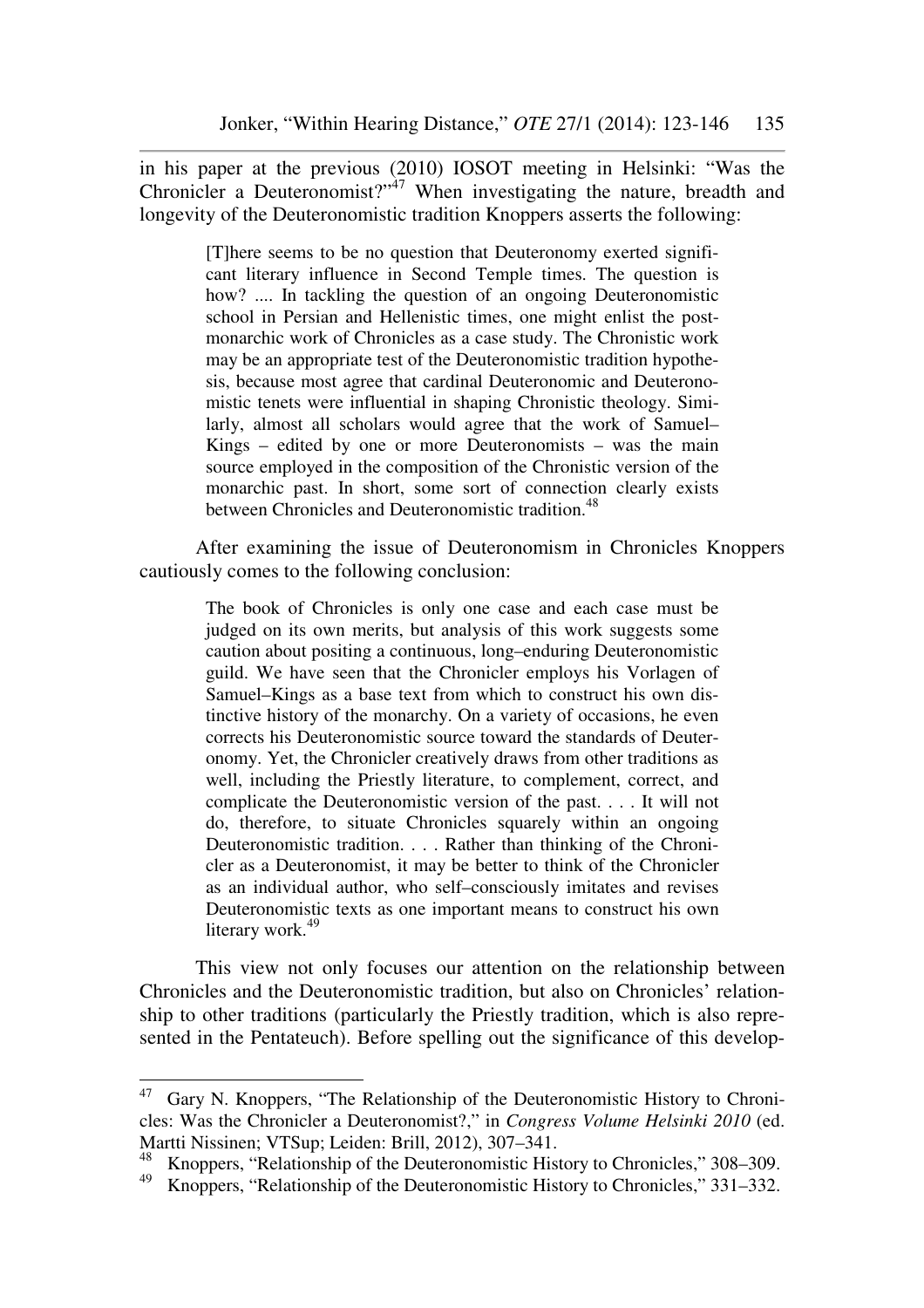in his paper at the previous (2010) IOSOT meeting in Helsinki: "Was the Chronicler a Deuteronomist?"[47] When investigating the nature, breadth and longevity of the Deuteronomistic tradition Knoppers asserts the following:

> [T]here seems to be no question that Deuteronomy exerted significant literary influence in Second Temple times. The question is how? .... In tackling the question of an ongoing Deuteronomistic school in Persian and Hellenistic times, one might enlist the post-monarchic work of Chronicles as a case study. The Chronistic work may be an appropriate test of the Deuteronomistic tradition hypothesis, because most agree that cardinal Deuteronomic and Deuteronomistic tenets were influential in shaping Chronistic theology. Similarly, almost all scholars would agree that the work of Samuel–Kings – edited by one or more Deuteronomists – was the main source employed in the composition of the Chronistic version of the monarchic past. In short, some sort of connection clearly exists between Chronicles and Deuteronomistic tradition.[48]

After examining the issue of Deuteronomism in Chronicles Knoppers cautiously comes to the following conclusion:

> The book of Chronicles is only one case and each case must be judged on its own merits, but analysis of this work suggests some caution about positing a continuous, long–enduring Deuteronomistic guild. We have seen that the Chronicler employs his Vorlagen of Samuel–Kings as a base text from which to construct his own distinctive history of the monarchy. On a variety of occasions, he even corrects his Deuteronomistic source toward the standards of Deuteronomy. Yet, the Chronicler creatively draws from other traditions as well, including the Priestly literature, to complement, correct, and complicate the Deuteronomistic version of the past. . . . It will not do, therefore, to situate Chronicles squarely within an ongoing Deuteronomistic tradition. . . . Rather than thinking of the Chronicler as a Deuteronomist, it may be better to think of the Chronicler as an individual author, who self–consciously imitates and revises Deuteronomistic texts as one important means to construct his own literary work.[49]

This view not only focuses our attention on the relationship between Chronicles and the Deuteronomistic tradition, but also on Chronicles' relationship to other traditions (particularly the Priestly tradition, which is also represented in the Pentateuch). Before spelling out the significance of this develop-

---

[47] Gary N. Knoppers, "The Relationship of the Deuteronomistic History to Chronicles: Was the Chronicler a Deuteronomist?," in *Congress Volume Helsinki 2010* (ed. Martti Nissinen; VTSup; Leiden: Brill, 2012), 307–341.

[48] Knoppers, "Relationship of the Deuteronomistic History to Chronicles," 308–309.

[49] Knoppers, "Relationship of the Deuteronomistic History to Chronicles," 331–332.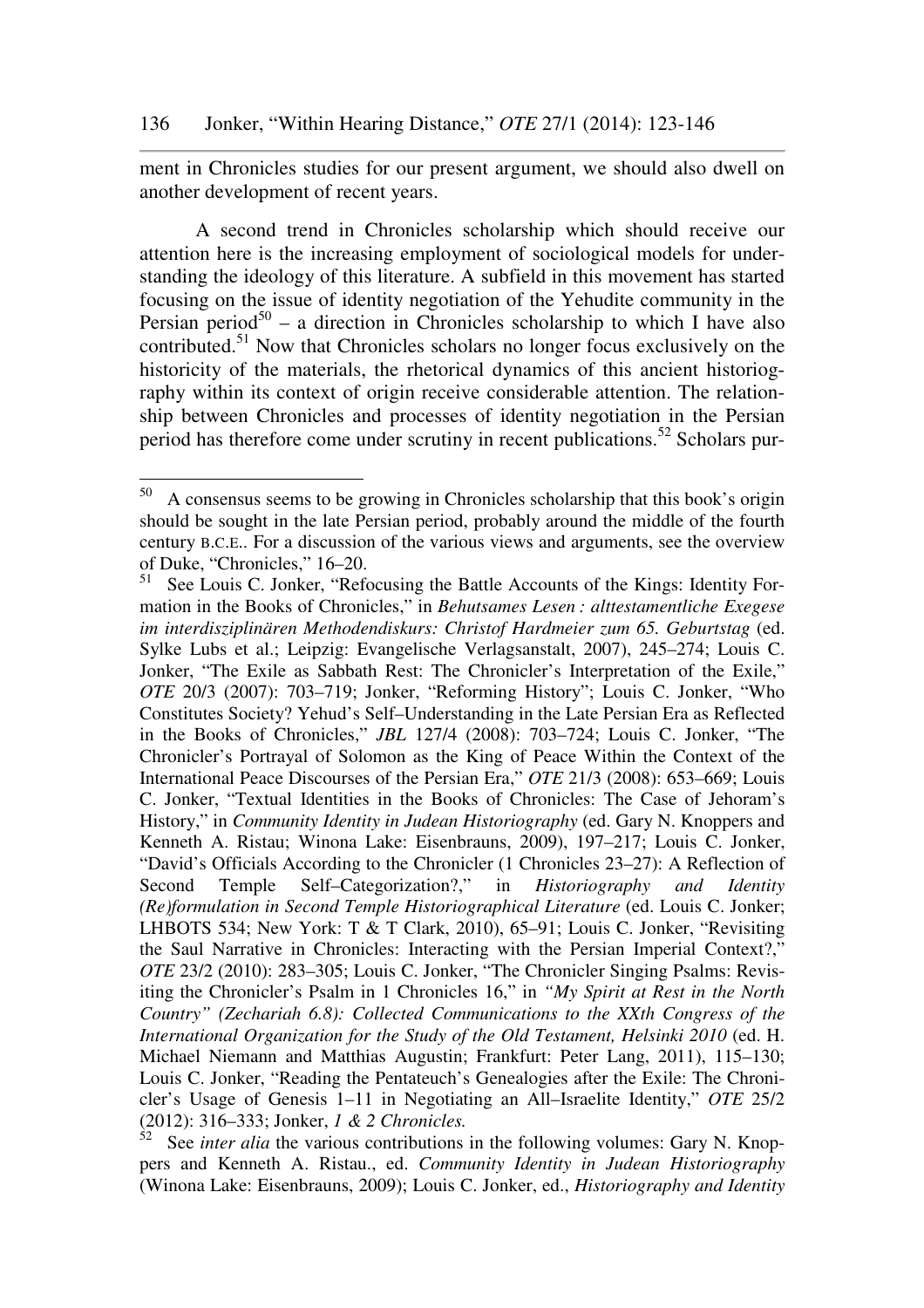ment in Chronicles studies for our present argument, we should also dwell on another development of recent years.

A second trend in Chronicles scholarship which should receive our attention here is the increasing employment of sociological models for understanding the ideology of this literature. A subfield in this movement has started focusing on the issue of identity negotiation of the Yehudite community in the Persian period[50] – a direction in Chronicles scholarship to which I have also contributed.[51] Now that Chronicles scholars no longer focus exclusively on the historicity of the materials, the rhetorical dynamics of this ancient historiography within its context of origin receive considerable attention. The relationship between Chronicles and processes of identity negotiation in the Persian period has therefore come under scrutiny in recent publications.[52] Scholars pur-

---

[50] A consensus seems to be growing in Chronicles scholarship that this book's origin should be sought in the late Persian period, probably around the middle of the fourth century B.C.E.. For a discussion of the various views and arguments, see the overview of Duke, "Chronicles," 16–20.

[51] See Louis C. Jonker, "Refocusing the Battle Accounts of the Kings: Identity Formation in the Books of Chronicles," in *Behutsames Lesen : alttestamentliche Exegese im interdisziplinären Methodendiskurs: Christof Hardmeier zum 65. Geburtstag* (ed. Sylke Lubs et al.; Leipzig: Evangelische Verlagsanstalt, 2007), 245–274; Louis C. Jonker, "The Exile as Sabbath Rest: The Chronicler's Interpretation of the Exile," *OTE* 20/3 (2007): 703–719; Jonker, "Reforming History"; Louis C. Jonker, "Who Constitutes Society? Yehud's Self–Understanding in the Late Persian Era as Reflected in the Books of Chronicles," *JBL* 127/4 (2008): 703–724; Louis C. Jonker, "The Chronicler's Portrayal of Solomon as the King of Peace Within the Context of the International Peace Discourses of the Persian Era," *OTE* 21/3 (2008): 653–669; Louis C. Jonker, "Textual Identities in the Books of Chronicles: The Case of Jehoram's History," in *Community Identity in Judean Historiography* (ed. Gary N. Knoppers and Kenneth A. Ristau; Winona Lake: Eisenbrauns, 2009), 197–217; Louis C. Jonker, "David's Officials According to the Chronicler (1 Chronicles 23–27): A Reflection of Second Temple Self–Categorization?," in *Historiography and Identity (Re)formulation in Second Temple Historiographical Literature* (ed. Louis C. Jonker; LHBOTS 534; New York: T & T Clark, 2010), 65–91; Louis C. Jonker, "Revisiting the Saul Narrative in Chronicles: Interacting with the Persian Imperial Context?," *OTE* 23/2 (2010): 283–305; Louis C. Jonker, "The Chronicler Singing Psalms: Revisiting the Chronicler's Psalm in 1 Chronicles 16," in *"My Spirit at Rest in the North Country" (Zechariah 6.8): Collected Communications to the XXth Congress of the International Organization for the Study of the Old Testament, Helsinki 2010* (ed. H. Michael Niemann and Matthias Augustin; Frankfurt: Peter Lang, 2011), 115–130; Louis C. Jonker, "Reading the Pentateuch's Genealogies after the Exile: The Chronicler's Usage of Genesis 1–11 in Negotiating an All–Israelite Identity," *OTE* 25/2 (2012): 316–333; Jonker, *1 & 2 Chronicles.*

[52] See *inter alia* the various contributions in the following volumes: Gary N. Knoppers and Kenneth A. Ristau., ed. *Community Identity in Judean Historiography* (Winona Lake: Eisenbrauns, 2009); Louis C. Jonker, ed., *Historiography and Identity*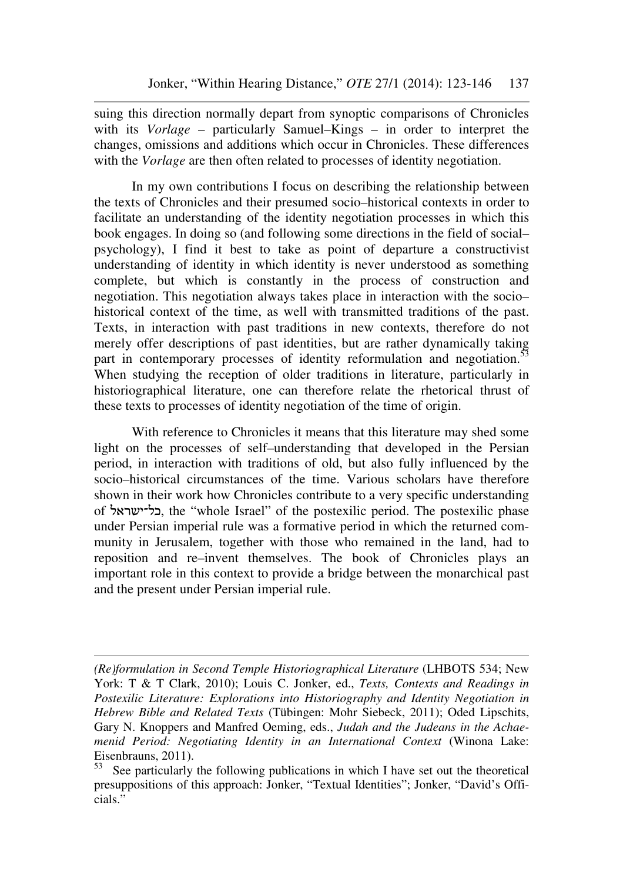suing this direction normally depart from synoptic comparisons of Chronicles with its *Vorlage* – particularly Samuel–Kings – in order to interpret the changes, omissions and additions which occur in Chronicles. These differences with the *Vorlage* are then often related to processes of identity negotiation.

In my own contributions I focus on describing the relationship between the texts of Chronicles and their presumed socio–historical contexts in order to facilitate an understanding of the identity negotiation processes in which this book engages. In doing so (and following some directions in the field of social–psychology), I find it best to take as point of departure a constructivist understanding of identity in which identity is never understood as something complete, but which is constantly in the process of construction and negotiation. This negotiation always takes place in interaction with the socio–historical context of the time, as well with transmitted traditions of the past. Texts, in interaction with past traditions in new contexts, therefore do not merely offer descriptions of past identities, but are rather dynamically taking part in contemporary processes of identity reformulation and negotiation.[53] When studying the reception of older traditions in literature, particularly in historiographical literature, one can therefore relate the rhetorical thrust of these texts to processes of identity negotiation of the time of origin.

With reference to Chronicles it means that this literature may shed some light on the processes of self–understanding that developed in the Persian period, in interaction with traditions of old, but also fully influenced by the socio–historical circumstances of the time. Various scholars have therefore shown in their work how Chronicles contribute to a very specific understanding of כל־ישראל, the "whole Israel" of the postexilic period. The postexilic phase under Persian imperial rule was a formative period in which the returned community in Jerusalem, together with those who remained in the land, had to reposition and re–invent themselves. The book of Chronicles plays an important role in this context to provide a bridge between the monarchical past and the present under Persian imperial rule.

---

*(Re)formulation in Second Temple Historiographical Literature* (LHBOTS 534; New York: T & T Clark, 2010); Louis C. Jonker, ed., *Texts, Contexts and Readings in Postexilic Literature: Explorations into Historiography and Identity Negotiation in Hebrew Bible and Related Texts* (Tübingen: Mohr Siebeck, 2011); Oded Lipschits, Gary N. Knoppers and Manfred Oeming, eds., *Judah and the Judeans in the Achaemenid Period: Negotiating Identity in an International Context* (Winona Lake: Eisenbrauns, 2011).

[53] See particularly the following publications in which I have set out the theoretical presuppositions of this approach: Jonker, "Textual Identities"; Jonker, "David's Officials."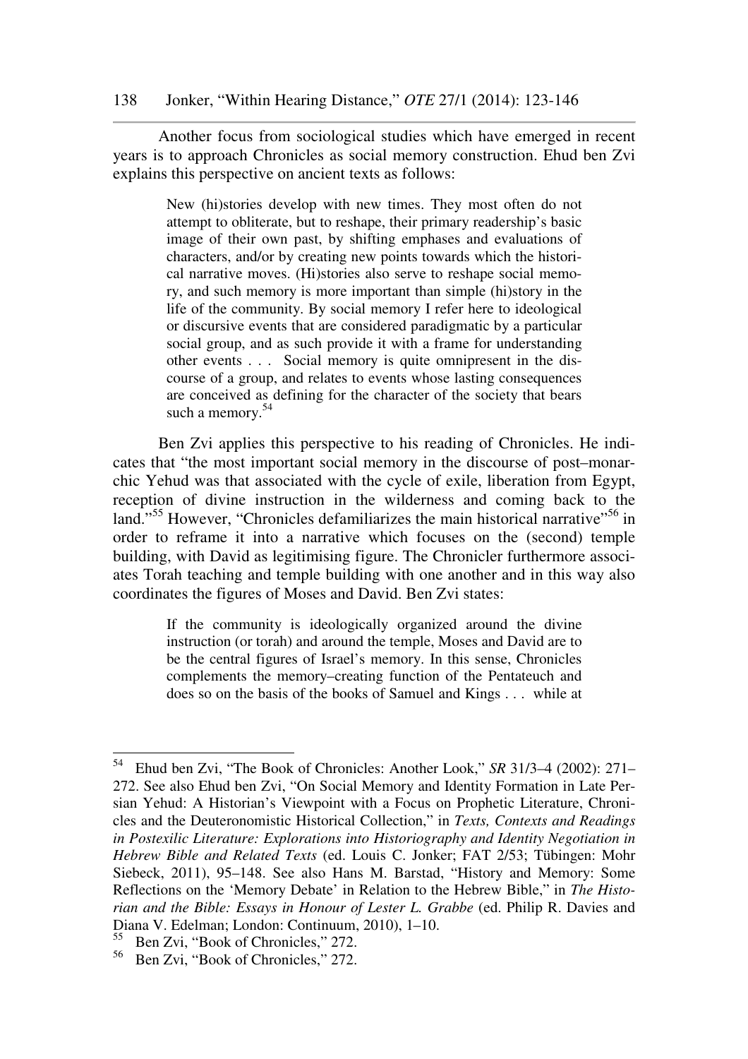Another focus from sociological studies which have emerged in recent years is to approach Chronicles as social memory construction. Ehud ben Zvi explains this perspective on ancient texts as follows:

> New (hi)stories develop with new times. They most often do not attempt to obliterate, but to reshape, their primary readership's basic image of their own past, by shifting emphases and evaluations of characters, and/or by creating new points towards which the historical narrative moves. (Hi)stories also serve to reshape social memory, and such memory is more important than simple (hi)story in the life of the community. By social memory I refer here to ideological or discursive events that are considered paradigmatic by a particular social group, and as such provide it with a frame for understanding other events . . . Social memory is quite omnipresent in the discourse of a group, and relates to events whose lasting consequences are conceived as defining for the character of the society that bears such a memory.[54]

Ben Zvi applies this perspective to his reading of Chronicles. He indicates that "the most important social memory in the discourse of post–monarchic Yehud was that associated with the cycle of exile, liberation from Egypt, reception of divine instruction in the wilderness and coming back to the land."[55] However, "Chronicles defamiliarizes the main historical narrative"[56] in order to reframe it into a narrative which focuses on the (second) temple building, with David as legitimising figure. The Chronicler furthermore associates Torah teaching and temple building with one another and in this way also coordinates the figures of Moses and David. Ben Zvi states:

> If the community is ideologically organized around the divine instruction (or torah) and around the temple, Moses and David are to be the central figures of Israel's memory. In this sense, Chronicles complements the memory–creating function of the Pentateuch and does so on the basis of the books of Samuel and Kings . . . while at

---

[54] Ehud ben Zvi, "The Book of Chronicles: Another Look," *SR* 31/3–4 (2002): 271–272. See also Ehud ben Zvi, "On Social Memory and Identity Formation in Late Persian Yehud: A Historian's Viewpoint with a Focus on Prophetic Literature, Chronicles and the Deuteronomistic Historical Collection," in *Texts, Contexts and Readings in Postexilic Literature: Explorations into Historiography and Identity Negotiation in Hebrew Bible and Related Texts* (ed. Louis C. Jonker; FAT 2/53; Tübingen: Mohr Siebeck, 2011), 95–148. See also Hans M. Barstad, "History and Memory: Some Reflections on the 'Memory Debate' in Relation to the Hebrew Bible," in *The Historian and the Bible: Essays in Honour of Lester L. Grabbe* (ed. Philip R. Davies and Diana V. Edelman; London: Continuum, 2010), 1–10.

[55] Ben Zvi, "Book of Chronicles," 272.

[56] Ben Zvi, "Book of Chronicles," 272.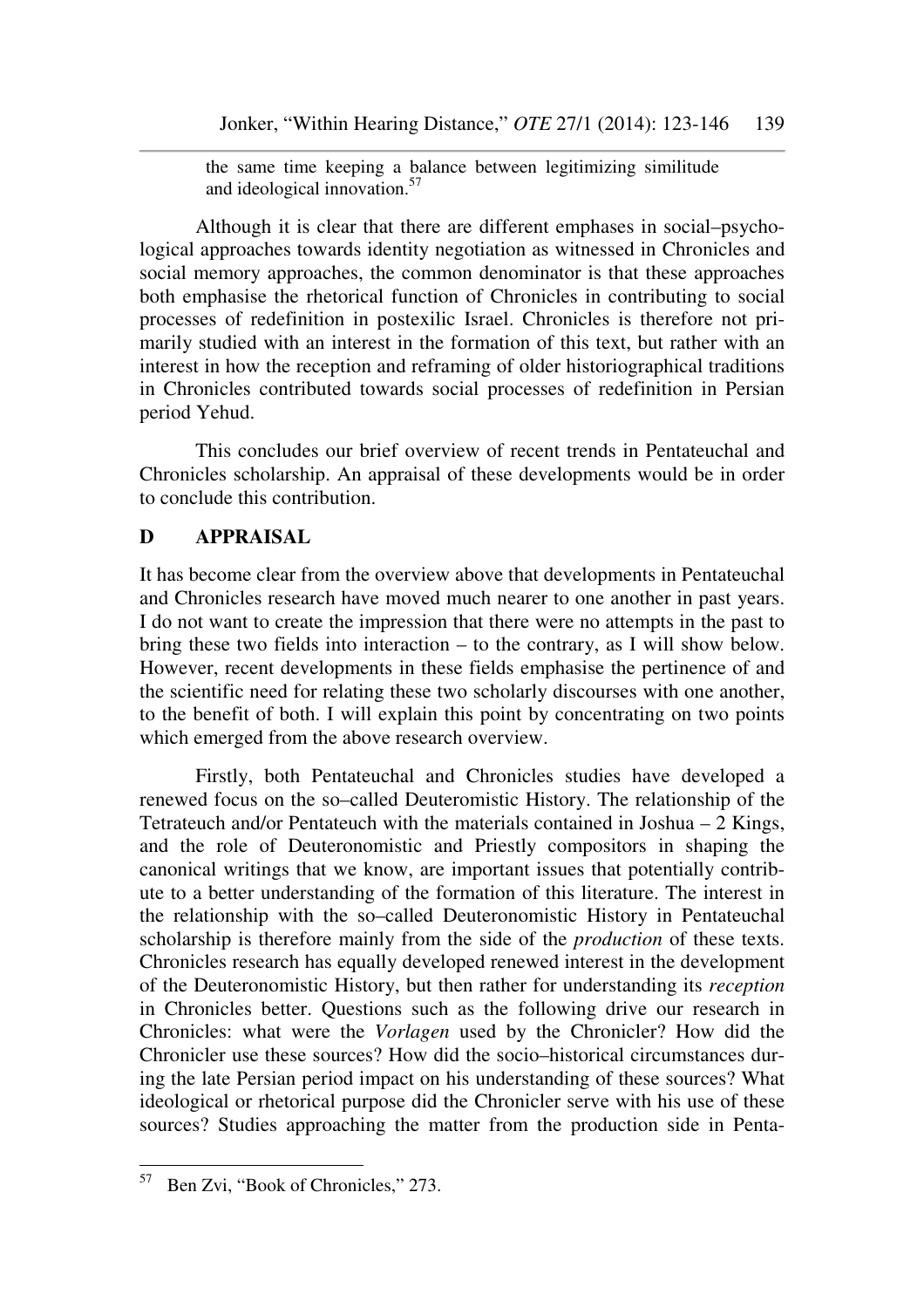the same time keeping a balance between legitimizing similitude and ideological innovation.[57]

Although it is clear that there are different emphases in social–psychological approaches towards identity negotiation as witnessed in Chronicles and social memory approaches, the common denominator is that these approaches both emphasise the rhetorical function of Chronicles in contributing to social processes of redefinition in postexilic Israel. Chronicles is therefore not primarily studied with an interest in the formation of this text, but rather with an interest in how the reception and reframing of older historiographical traditions in Chronicles contributed towards social processes of redefinition in Persian period Yehud.

This concludes our brief overview of recent trends in Pentateuchal and Chronicles scholarship. An appraisal of these developments would be in order to conclude this contribution.

## D APPRAISAL

It has become clear from the overview above that developments in Pentateuchal and Chronicles research have moved much nearer to one another in past years. I do not want to create the impression that there were no attempts in the past to bring these two fields into interaction – to the contrary, as I will show below. However, recent developments in these fields emphasise the pertinence of and the scientific need for relating these two scholarly discourses with one another, to the benefit of both. I will explain this point by concentrating on two points which emerged from the above research overview.

Firstly, both Pentateuchal and Chronicles studies have developed a renewed focus on the so–called Deuteromistic History. The relationship of the Tetrateuch and/or Pentateuch with the materials contained in Joshua – 2 Kings, and the role of Deuteronomistic and Priestly compositors in shaping the canonical writings that we know, are important issues that potentially contribute to a better understanding of the formation of this literature. The interest in the relationship with the so–called Deuteronomistic History in Pentateuchal scholarship is therefore mainly from the side of the *production* of these texts. Chronicles research has equally developed renewed interest in the development of the Deuteronomistic History, but then rather for understanding its *reception* in Chronicles better. Questions such as the following drive our research in Chronicles: what were the *Vorlagen* used by the Chronicler? How did the Chronicler use these sources? How did the socio–historical circumstances during the late Persian period impact on his understanding of these sources? What ideological or rhetorical purpose did the Chronicler serve with his use of these sources? Studies approaching the matter from the production side in Penta-

---

[57] Ben Zvi, "Book of Chronicles," 273.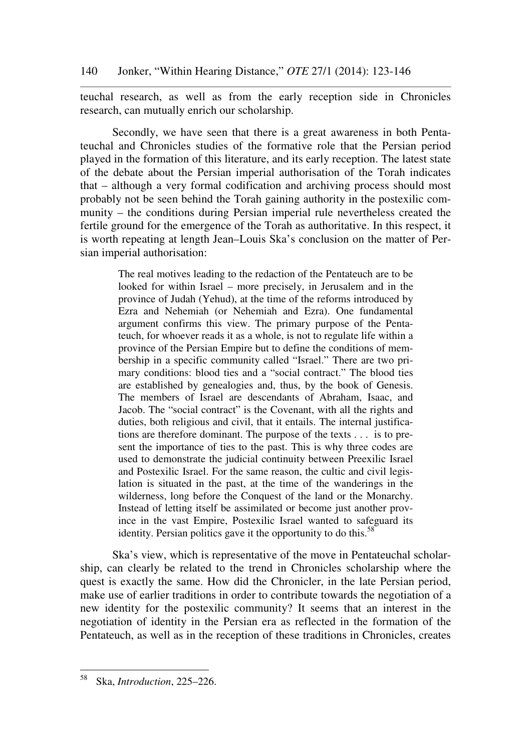teuchal research, as well as from the early reception side in Chronicles research, can mutually enrich our scholarship.

Secondly, we have seen that there is a great awareness in both Pentateuchal and Chronicles studies of the formative role that the Persian period played in the formation of this literature, and its early reception. The latest state of the debate about the Persian imperial authorisation of the Torah indicates that – although a very formal codification and archiving process should most probably not be seen behind the Torah gaining authority in the postexilic community – the conditions during Persian imperial rule nevertheless created the fertile ground for the emergence of the Torah as authoritative. In this respect, it is worth repeating at length Jean–Louis Ska's conclusion on the matter of Persian imperial authorisation:

> The real motives leading to the redaction of the Pentateuch are to be looked for within Israel – more precisely, in Jerusalem and in the province of Judah (Yehud), at the time of the reforms introduced by Ezra and Nehemiah (or Nehemiah and Ezra). One fundamental argument confirms this view. The primary purpose of the Pentateuch, for whoever reads it as a whole, is not to regulate life within a province of the Persian Empire but to define the conditions of membership in a specific community called "Israel." There are two primary conditions: blood ties and a "social contract." The blood ties are established by genealogies and, thus, by the book of Genesis. The members of Israel are descendants of Abraham, Isaac, and Jacob. The "social contract" is the Covenant, with all the rights and duties, both religious and civil, that it entails. The internal justifications are therefore dominant. The purpose of the texts . . . is to present the importance of ties to the past. This is why three codes are used to demonstrate the judicial continuity between Preexilic Israel and Postexilic Israel. For the same reason, the cultic and civil legislation is situated in the past, at the time of the wanderings in the wilderness, long before the Conquest of the land or the Monarchy. Instead of letting itself be assimilated or become just another province in the vast Empire, Postexilic Israel wanted to safeguard its identity. Persian politics gave it the opportunity to do this.[58]

Ska's view, which is representative of the move in Pentateuchal scholarship, can clearly be related to the trend in Chronicles scholarship where the quest is exactly the same. How did the Chronicler, in the late Persian period, make use of earlier traditions in order to contribute towards the negotiation of a new identity for the postexilic community? It seems that an interest in the negotiation of identity in the Persian era as reflected in the formation of the Pentateuch, as well as in the reception of these traditions in Chronicles, creates

---

[58] Ska, *Introduction*, 225–226.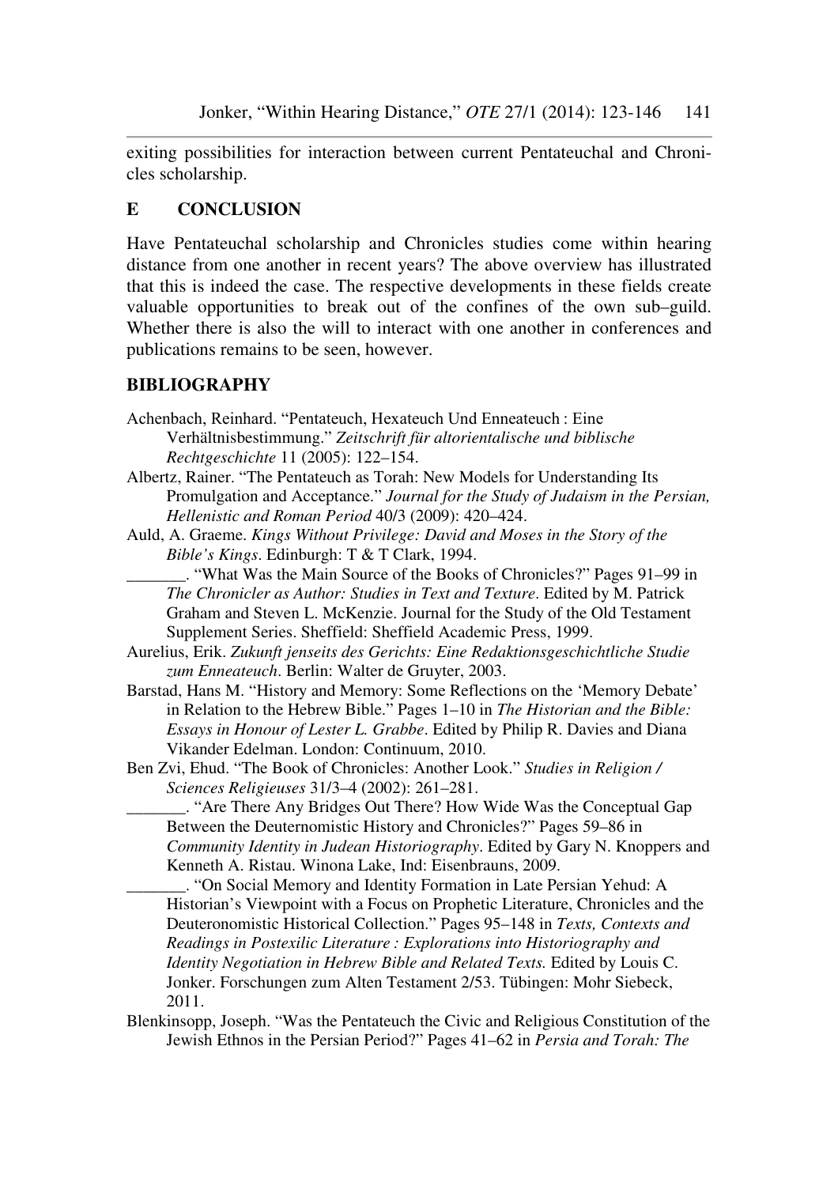exiting possibilities for interaction between current Pentateuchal and Chronicles scholarship.

## E CONCLUSION

Have Pentateuchal scholarship and Chronicles studies come within hearing distance from one another in recent years? The above overview has illustrated that this is indeed the case. The respective developments in these fields create valuable opportunities to break out of the confines of the own sub–guild. Whether there is also the will to interact with one another in conferences and publications remains to be seen, however.

## BIBLIOGRAPHY

Achenbach, Reinhard. "Pentateuch, Hexateuch Und Enneateuch : Eine Verhältnisbestimmung." *Zeitschrift für altorientalische und biblische Rechtgeschichte* 11 (2005): 122–154.

Albertz, Rainer. "The Pentateuch as Torah: New Models for Understanding Its Promulgation and Acceptance." *Journal for the Study of Judaism in the Persian, Hellenistic and Roman Period* 40/3 (2009): 420–424.

Auld, A. Graeme. *Kings Without Privilege: David and Moses in the Story of the Bible's Kings*. Edinburgh: T & T Clark, 1994.

_______. "What Was the Main Source of the Books of Chronicles?" Pages 91–99 in *The Chronicler as Author: Studies in Text and Texture*. Edited by M. Patrick Graham and Steven L. McKenzie. Journal for the Study of the Old Testament Supplement Series. Sheffield: Sheffield Academic Press, 1999.

Aurelius, Erik. *Zukunft jenseits des Gerichts: Eine Redaktionsgeschichtliche Studie zum Enneateuch*. Berlin: Walter de Gruyter, 2003.

Barstad, Hans M. "History and Memory: Some Reflections on the 'Memory Debate' in Relation to the Hebrew Bible." Pages 1–10 in *The Historian and the Bible: Essays in Honour of Lester L. Grabbe*. Edited by Philip R. Davies and Diana Vikander Edelman. London: Continuum, 2010.

Ben Zvi, Ehud. "The Book of Chronicles: Another Look." *Studies in Religion / Sciences Religieuses* 31/3–4 (2002): 261–281.

_______. "Are There Any Bridges Out There? How Wide Was the Conceptual Gap Between the Deuternomistic History and Chronicles?" Pages 59–86 in *Community Identity in Judean Historiography*. Edited by Gary N. Knoppers and Kenneth A. Ristau. Winona Lake, Ind: Eisenbrauns, 2009.

_______. "On Social Memory and Identity Formation in Late Persian Yehud: A Historian's Viewpoint with a Focus on Prophetic Literature, Chronicles and the Deuteronomistic Historical Collection." Pages 95–148 in *Texts, Contexts and Readings in Postexilic Literature : Explorations into Historiography and Identity Negotiation in Hebrew Bible and Related Texts.* Edited by Louis C. Jonker. Forschungen zum Alten Testament 2/53. Tübingen: Mohr Siebeck, 2011.

Blenkinsopp, Joseph. "Was the Pentateuch the Civic and Religious Constitution of the Jewish Ethnos in the Persian Period?" Pages 41–62 in *Persia and Torah: The*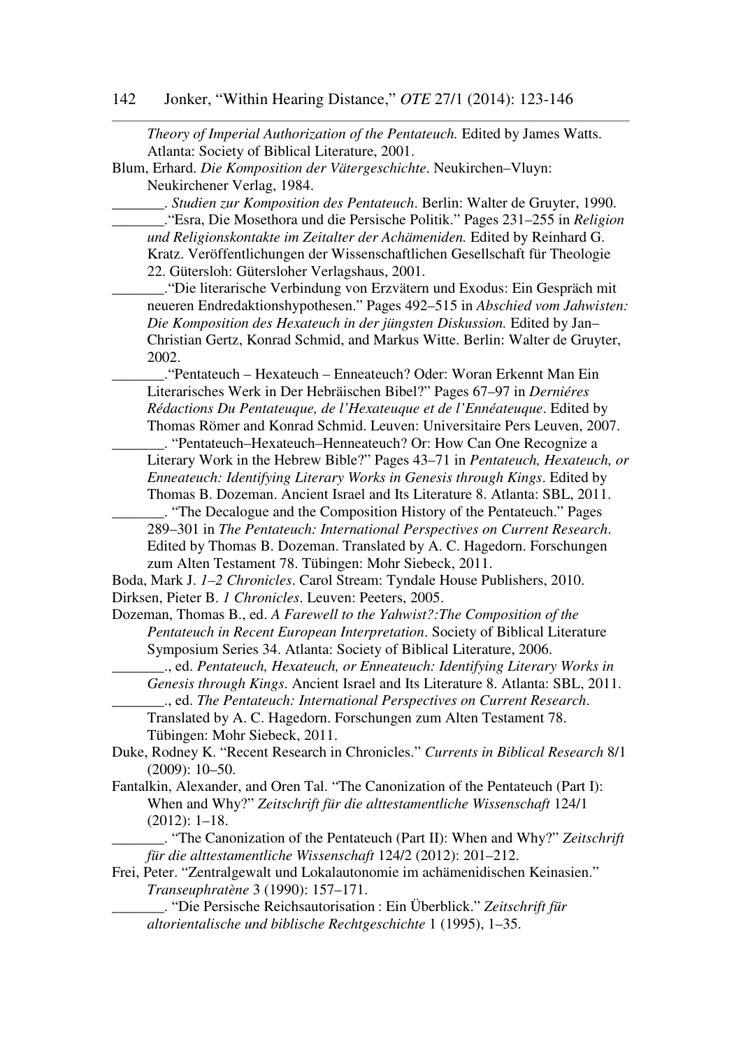*Theory of Imperial Authorization of the Pentateuch.* Edited by James Watts. Atlanta: Society of Biblical Literature, 2001.

Blum, Erhard. *Die Komposition der Vätergeschichte*. Neukirchen–Vluyn: Neukirchener Verlag, 1984.

_______. *Studien zur Komposition des Pentateuch*. Berlin: Walter de Gruyter, 1990.

_______."Esra, Die Mosethora und die Persische Politik." Pages 231–255 in *Religion und Religionskontakte im Zeitalter der Achämeniden.* Edited by Reinhard G. Kratz. Veröffentlichungen der Wissenschaftlichen Gesellschaft für Theologie 22. Gütersloh: Gütersloher Verlagshaus, 2001.

_______."Die literarische Verbindung von Erzvätern und Exodus: Ein Gespräch mit neueren Endredaktionshypothesen." Pages 492–515 in *Abschied vom Jahwisten: Die Komposition des Hexateuch in der jüngsten Diskussion.* Edited by Jan–Christian Gertz, Konrad Schmid, and Markus Witte. Berlin: Walter de Gruyter, 2002.

_______."Pentateuch – Hexateuch – Enneateuch? Oder: Woran Erkennt Man Ein Literarisches Werk in Der Hebräischen Bibel?" Pages 67–97 in *Derniéres Rédactions Du Pentateuque, de l'Hexateuque et de l'Ennéateuque*. Edited by Thomas Römer and Konrad Schmid. Leuven: Universitaire Pers Leuven, 2007.

_______. "Pentateuch–Hexateuch–Henneateuch? Or: How Can One Recognize a Literary Work in the Hebrew Bible?" Pages 43–71 in *Pentateuch, Hexateuch, or Enneateuch: Identifying Literary Works in Genesis through Kings*. Edited by Thomas B. Dozeman. Ancient Israel and Its Literature 8. Atlanta: SBL, 2011.

_______. "The Decalogue and the Composition History of the Pentateuch." Pages 289–301 in *The Pentateuch: International Perspectives on Current Research*. Edited by Thomas B. Dozeman. Translated by A. C. Hagedorn. Forschungen zum Alten Testament 78. Tübingen: Mohr Siebeck, 2011.

Boda, Mark J. *1–2 Chronicles*. Carol Stream: Tyndale House Publishers, 2010.

Dirksen, Pieter B. *1 Chronicles*. Leuven: Peeters, 2005.

Dozeman, Thomas B., ed. *A Farewell to the Yahwist?:The Composition of the Pentateuch in Recent European Interpretation*. Society of Biblical Literature Symposium Series 34. Atlanta: Society of Biblical Literature, 2006.

_______., ed. *Pentateuch, Hexateuch, or Enneateuch: Identifying Literary Works in Genesis through Kings*. Ancient Israel and Its Literature 8. Atlanta: SBL, 2011.

_______., ed. *The Pentateuch: International Perspectives on Current Research*. Translated by A. C. Hagedorn. Forschungen zum Alten Testament 78. Tübingen: Mohr Siebeck, 2011.

Duke, Rodney K. "Recent Research in Chronicles." *Currents in Biblical Research* 8/1 (2009): 10–50.

Fantalkin, Alexander, and Oren Tal. "The Canonization of the Pentateuch (Part I): When and Why?" *Zeitschrift für die alttestamentliche Wissenschaft* 124/1 (2012): 1–18.

_______. "The Canonization of the Pentateuch (Part II): When and Why?" *Zeitschrift für die alttestamentliche Wissenschaft* 124/2 (2012): 201–212.

Frei, Peter. "Zentralgewalt und Lokalautonomie im achämenidischen Keinasien." *Transeuphratène* 3 (1990): 157–171.

_______. "Die Persische Reichsautorisation : Ein Überblick." *Zeitschrift für altorientalische und biblische Rechtgeschichte* 1 (1995), 1–35.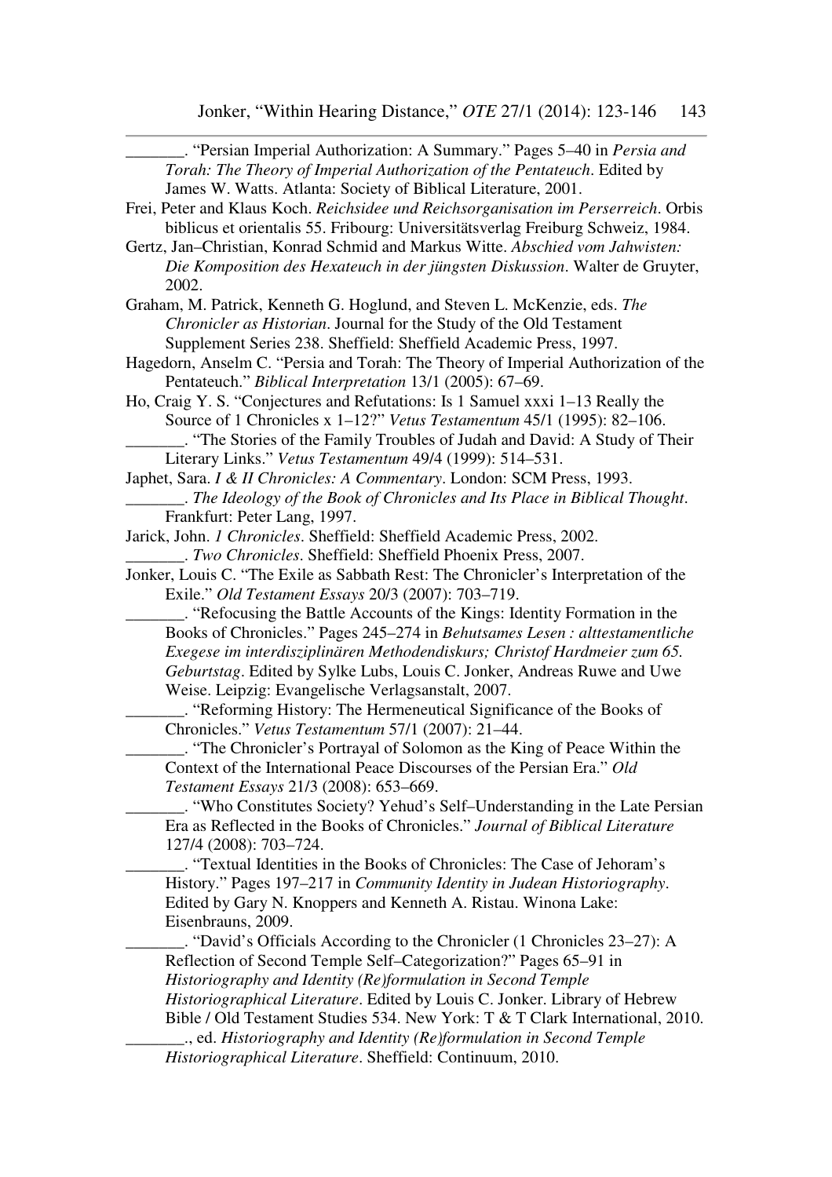_______. "Persian Imperial Authorization: A Summary." Pages 5–40 in *Persia and Torah: The Theory of Imperial Authorization of the Pentateuch*. Edited by James W. Watts. Atlanta: Society of Biblical Literature, 2001.

Frei, Peter and Klaus Koch. *Reichsidee und Reichsorganisation im Perserreich*. Orbis biblicus et orientalis 55. Fribourg: Universitätsverlag Freiburg Schweiz, 1984.

Gertz, Jan–Christian, Konrad Schmid and Markus Witte. *Abschied vom Jahwisten: Die Komposition des Hexateuch in der jüngsten Diskussion*. Walter de Gruyter, 2002.

Graham, M. Patrick, Kenneth G. Hoglund, and Steven L. McKenzie, eds. *The Chronicler as Historian*. Journal for the Study of the Old Testament Supplement Series 238. Sheffield: Sheffield Academic Press, 1997.

Hagedorn, Anselm C. "Persia and Torah: The Theory of Imperial Authorization of the Pentateuch." *Biblical Interpretation* 13/1 (2005): 67–69.

Ho, Craig Y. S. "Conjectures and Refutations: Is 1 Samuel xxxi 1–13 Really the Source of 1 Chronicles x 1–12?" *Vetus Testamentum* 45/1 (1995): 82–106.

_______. "The Stories of the Family Troubles of Judah and David: A Study of Their Literary Links." *Vetus Testamentum* 49/4 (1999): 514–531.

Japhet, Sara. *I & II Chronicles: A Commentary*. London: SCM Press, 1993.

_______. *The Ideology of the Book of Chronicles and Its Place in Biblical Thought*. Frankfurt: Peter Lang, 1997.

Jarick, John. *1 Chronicles*. Sheffield: Sheffield Academic Press, 2002.

_______. *Two Chronicles*. Sheffield: Sheffield Phoenix Press, 2007.

Jonker, Louis C. "The Exile as Sabbath Rest: The Chronicler's Interpretation of the Exile." *Old Testament Essays* 20/3 (2007): 703–719.

_______. "Refocusing the Battle Accounts of the Kings: Identity Formation in the Books of Chronicles." Pages 245–274 in *Behutsames Lesen : alttestamentliche Exegese im interdisziplinären Methodendiskurs; Christof Hardmeier zum 65. Geburtstag*. Edited by Sylke Lubs, Louis C. Jonker, Andreas Ruwe and Uwe Weise. Leipzig: Evangelische Verlagsanstalt, 2007.

_______. "Reforming History: The Hermeneutical Significance of the Books of Chronicles." *Vetus Testamentum* 57/1 (2007): 21–44.

_______. "The Chronicler's Portrayal of Solomon as the King of Peace Within the Context of the International Peace Discourses of the Persian Era." *Old Testament Essays* 21/3 (2008): 653–669.

_______. "Who Constitutes Society? Yehud's Self–Understanding in the Late Persian Era as Reflected in the Books of Chronicles." *Journal of Biblical Literature* 127/4 (2008): 703–724.

_______. "Textual Identities in the Books of Chronicles: The Case of Jehoram's History." Pages 197–217 in *Community Identity in Judean Historiography*. Edited by Gary N. Knoppers and Kenneth A. Ristau. Winona Lake: Eisenbrauns, 2009.

_______. "David's Officials According to the Chronicler (1 Chronicles 23–27): A Reflection of Second Temple Self–Categorization?" Pages 65–91 in *Historiography and Identity (Re)formulation in Second Temple Historiographical Literature*. Edited by Louis C. Jonker. Library of Hebrew Bible / Old Testament Studies 534. New York: T & T Clark International, 2010.

_______., ed. *Historiography and Identity (Re)formulation in Second Temple Historiographical Literature*. Sheffield: Continuum, 2010.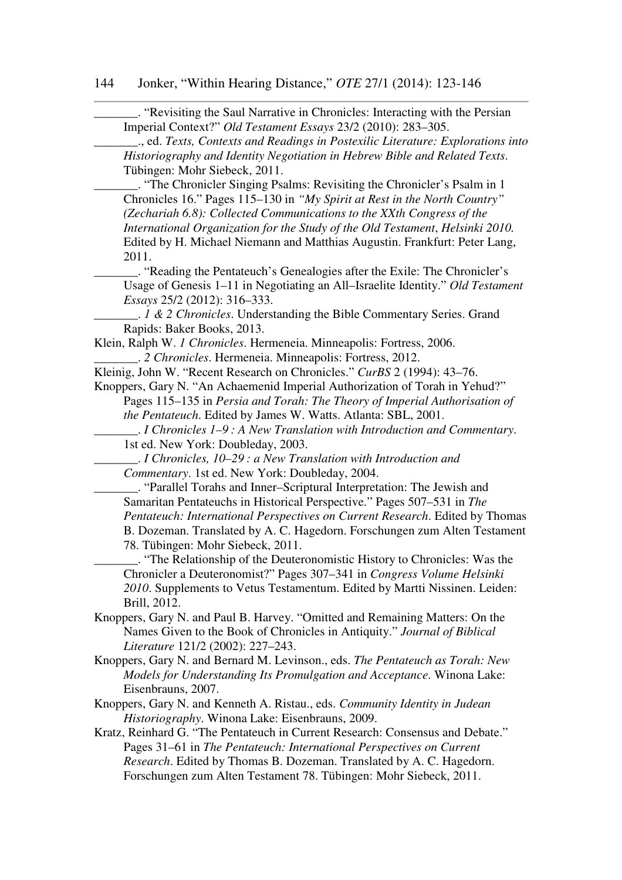_______. "Revisiting the Saul Narrative in Chronicles: Interacting with the Persian Imperial Context?" *Old Testament Essays* 23/2 (2010): 283–305.

_______., ed. *Texts, Contexts and Readings in Postexilic Literature: Explorations into Historiography and Identity Negotiation in Hebrew Bible and Related Texts*. Tübingen: Mohr Siebeck, 2011.

_______. "The Chronicler Singing Psalms: Revisiting the Chronicler's Psalm in 1 Chronicles 16." Pages 115–130 in *"My Spirit at Rest in the North Country" (Zechariah 6.8): Collected Communications to the XXth Congress of the International Organization for the Study of the Old Testament*, *Helsinki 2010.* Edited by H. Michael Niemann and Matthias Augustin. Frankfurt: Peter Lang, 2011.

_______. "Reading the Pentateuch's Genealogies after the Exile: The Chronicler's Usage of Genesis 1–11 in Negotiating an All–Israelite Identity." *Old Testament Essays* 25/2 (2012): 316–333.

_______. *1 & 2 Chronicles*. Understanding the Bible Commentary Series. Grand Rapids: Baker Books, 2013.

Klein, Ralph W. *1 Chronicles*. Hermeneia. Minneapolis: Fortress, 2006.

_______. *2 Chronicles*. Hermeneia. Minneapolis: Fortress, 2012.

Kleinig, John W. "Recent Research on Chronicles." *CurBS* 2 (1994): 43–76.

Knoppers, Gary N. "An Achaemenid Imperial Authorization of Torah in Yehud?" Pages 115–135 in *Persia and Torah: The Theory of Imperial Authorisation of the Pentateuch*. Edited by James W. Watts. Atlanta: SBL, 2001.

_______. *I Chronicles 1–9 : A New Translation with Introduction and Commentary*. 1st ed. New York: Doubleday, 2003.

_______. *I Chronicles, 10–29 : a New Translation with Introduction and Commentary*. 1st ed. New York: Doubleday, 2004.

_______. "Parallel Torahs and Inner–Scriptural Interpretation: The Jewish and Samaritan Pentateuchs in Historical Perspective." Pages 507–531 in *The Pentateuch: International Perspectives on Current Research*. Edited by Thomas B. Dozeman. Translated by A. C. Hagedorn. Forschungen zum Alten Testament 78. Tübingen: Mohr Siebeck, 2011.

_______. "The Relationship of the Deuteronomistic History to Chronicles: Was the Chronicler a Deuteronomist?" Pages 307–341 in *Congress Volume Helsinki 2010*. Supplements to Vetus Testamentum. Edited by Martti Nissinen. Leiden: Brill, 2012.

Knoppers, Gary N. and Paul B. Harvey. "Omitted and Remaining Matters: On the Names Given to the Book of Chronicles in Antiquity." *Journal of Biblical Literature* 121/2 (2002): 227–243.

Knoppers, Gary N. and Bernard M. Levinson., eds. *The Pentateuch as Torah: New Models for Understanding Its Promulgation and Acceptance*. Winona Lake: Eisenbrauns, 2007.

Knoppers, Gary N. and Kenneth A. Ristau., eds. *Community Identity in Judean Historiography*. Winona Lake: Eisenbrauns, 2009.

Kratz, Reinhard G. "The Pentateuch in Current Research: Consensus and Debate." Pages 31–61 in *The Pentateuch: International Perspectives on Current Research*. Edited by Thomas B. Dozeman. Translated by A. C. Hagedorn. Forschungen zum Alten Testament 78. Tübingen: Mohr Siebeck, 2011.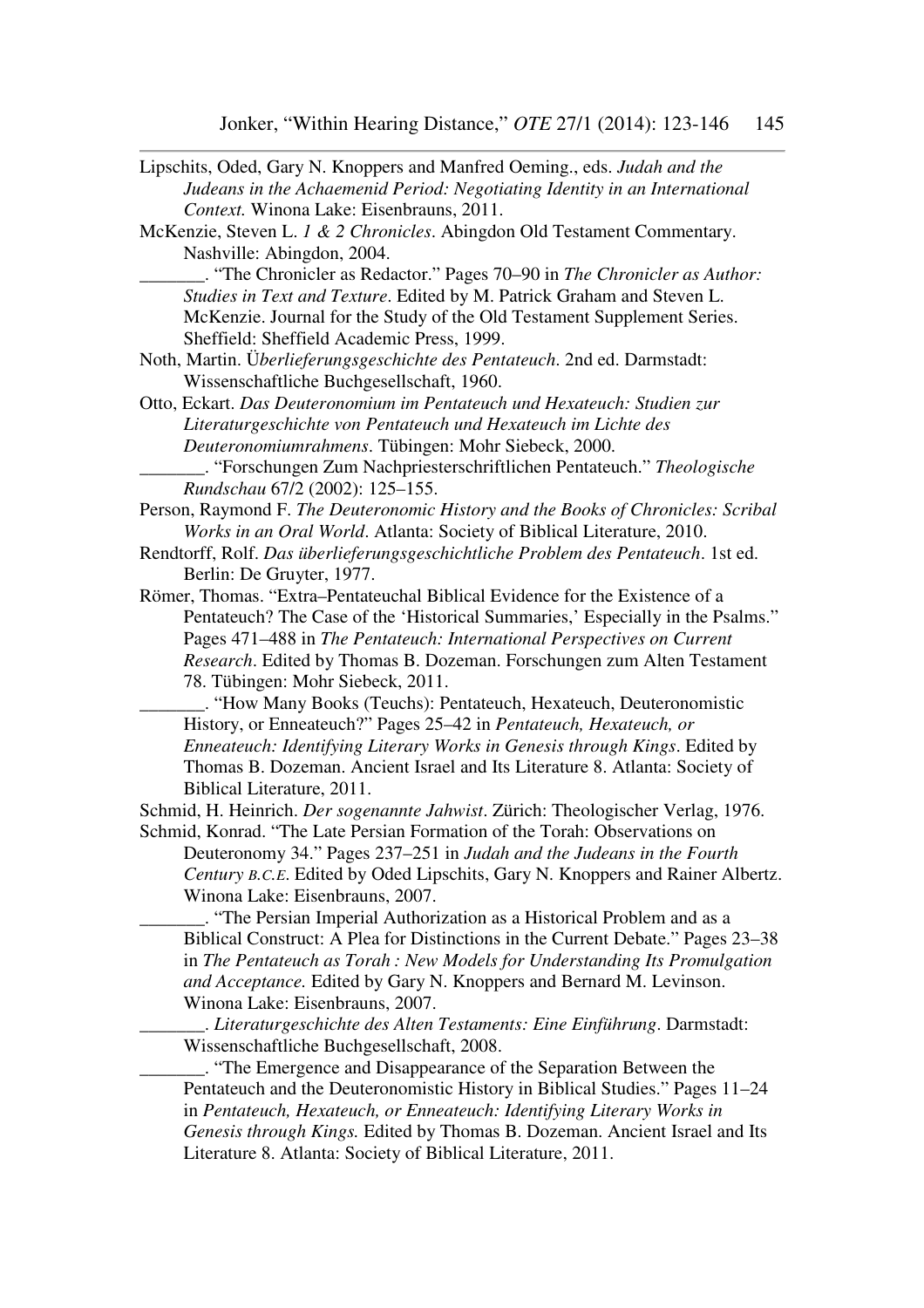Lipschits, Oded, Gary N. Knoppers and Manfred Oeming., eds. *Judah and the Judeans in the Achaemenid Period: Negotiating Identity in an International Context.* Winona Lake: Eisenbrauns, 2011.

McKenzie, Steven L. *1 & 2 Chronicles*. Abingdon Old Testament Commentary. Nashville: Abingdon, 2004.

_______. "The Chronicler as Redactor." Pages 70–90 in *The Chronicler as Author: Studies in Text and Texture*. Edited by M. Patrick Graham and Steven L. McKenzie. Journal for the Study of the Old Testament Supplement Series. Sheffield: Sheffield Academic Press, 1999.

Noth, Martin. *Überlieferungsgeschichte des Pentateuch*. 2nd ed. Darmstadt: Wissenschaftliche Buchgesellschaft, 1960.

Otto, Eckart. *Das Deuteronomium im Pentateuch und Hexateuch: Studien zur Literaturgeschichte von Pentateuch und Hexateuch im Lichte des Deuteronomiumrahmens*. Tübingen: Mohr Siebeck, 2000.

_______. "Forschungen Zum Nachpriesterschriftlichen Pentateuch." *Theologische Rundschau* 67/2 (2002): 125–155.

Person, Raymond F. *The Deuteronomic History and the Books of Chronicles: Scribal Works in an Oral World*. Atlanta: Society of Biblical Literature, 2010.

Rendtorff, Rolf. *Das überlieferungsgeschichtliche Problem des Pentateuch*. 1st ed. Berlin: De Gruyter, 1977.

Römer, Thomas. "Extra–Pentateuchal Biblical Evidence for the Existence of a Pentateuch? The Case of the 'Historical Summaries,' Especially in the Psalms." Pages 471–488 in *The Pentateuch: International Perspectives on Current Research*. Edited by Thomas B. Dozeman. Forschungen zum Alten Testament 78. Tübingen: Mohr Siebeck, 2011.

_______. "How Many Books (Teuchs): Pentateuch, Hexateuch, Deuteronomistic History, or Enneateuch?" Pages 25–42 in *Pentateuch, Hexateuch, or Enneateuch: Identifying Literary Works in Genesis through Kings*. Edited by Thomas B. Dozeman. Ancient Israel and Its Literature 8. Atlanta: Society of Biblical Literature, 2011.

Schmid, H. Heinrich. *Der sogenannte Jahwist*. Zürich: Theologischer Verlag, 1976.

Schmid, Konrad. "The Late Persian Formation of the Torah: Observations on Deuteronomy 34." Pages 237–251 in *Judah and the Judeans in the Fourth Century B.C.E.* Edited by Oded Lipschits, Gary N. Knoppers and Rainer Albertz. Winona Lake: Eisenbrauns, 2007.

_______. "The Persian Imperial Authorization as a Historical Problem and as a Biblical Construct: A Plea for Distinctions in the Current Debate." Pages 23–38 in *The Pentateuch as Torah : New Models for Understanding Its Promulgation and Acceptance.* Edited by Gary N. Knoppers and Bernard M. Levinson. Winona Lake: Eisenbrauns, 2007.

_______. *Literaturgeschichte des Alten Testaments: Eine Einführung*. Darmstadt: Wissenschaftliche Buchgesellschaft, 2008.

_______. "The Emergence and Disappearance of the Separation Between the Pentateuch and the Deuteronomistic History in Biblical Studies." Pages 11–24 in *Pentateuch, Hexateuch, or Enneateuch: Identifying Literary Works in Genesis through Kings.* Edited by Thomas B. Dozeman. Ancient Israel and Its Literature 8. Atlanta: Society of Biblical Literature, 2011.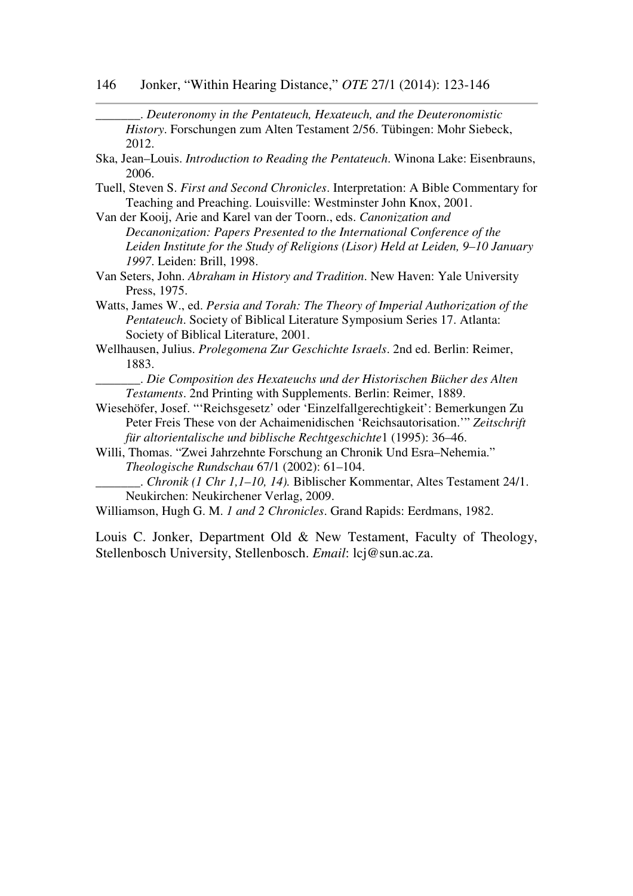_______. *Deuteronomy in the Pentateuch, Hexateuch, and the Deuteronomistic History*. Forschungen zum Alten Testament 2/56. Tübingen: Mohr Siebeck, 2012.

Ska, Jean–Louis. *Introduction to Reading the Pentateuch*. Winona Lake: Eisenbrauns, 2006.

Tuell, Steven S. *First and Second Chronicles*. Interpretation: A Bible Commentary for Teaching and Preaching. Louisville: Westminster John Knox, 2001.

Van der Kooij, Arie and Karel van der Toorn., eds. *Canonization and Decanonization: Papers Presented to the International Conference of the Leiden Institute for the Study of Religions (Lisor) Held at Leiden, 9–10 January 1997*. Leiden: Brill, 1998.

Van Seters, John. *Abraham in History and Tradition*. New Haven: Yale University Press, 1975.

Watts, James W., ed. *Persia and Torah: The Theory of Imperial Authorization of the Pentateuch*. Society of Biblical Literature Symposium Series 17. Atlanta: Society of Biblical Literature, 2001.

Wellhausen, Julius. *Prolegomena Zur Geschichte Israels*. 2nd ed. Berlin: Reimer, 1883.

_______. *Die Composition des Hexateuchs und der Historischen Bücher des Alten Testaments*. 2nd Printing with Supplements. Berlin: Reimer, 1889.

Wiesehöfer, Josef. "'Reichsgesetz' oder 'Einzelfallgerechtigkeit': Bemerkungen Zu Peter Freis These von der Achaimenidischen 'Reichsautorisation.'" *Zeitschrift für altorientalische und biblische Rechtgeschichte*1 (1995): 36–46.

Willi, Thomas. "Zwei Jahrzehnte Forschung an Chronik Und Esra–Nehemia." *Theologische Rundschau* 67/1 (2002): 61–104.

_______. *Chronik (1 Chr 1,1–10, 14).* Biblischer Kommentar, Altes Testament 24/1. Neukirchen: Neukirchener Verlag, 2009.

Williamson, Hugh G. M. *1 and 2 Chronicles*. Grand Rapids: Eerdmans, 1982.

Louis C. Jonker, Department Old & New Testament, Faculty of Theology, Stellenbosch University, Stellenbosch. *Email*: lcj@sun.ac.za.